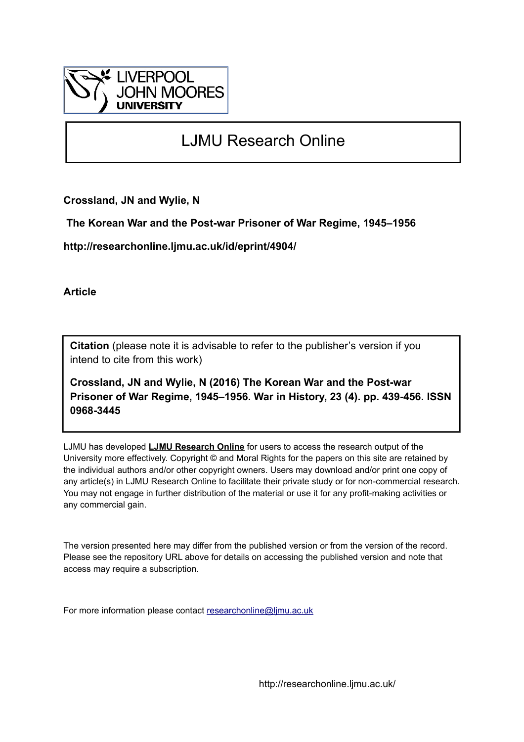LIVERPOOL JOHN MOORES UNIVERSITY

# LJMU Research Online

**Crossland, JN and Wylie, N**

**The Korean War and the Post-war Prisoner of War Regime, 1945–1956**

**http://researchonline.ljmu.ac.uk/id/eprint/4904/**

**Article**

**Citation** (please note it is advisable to refer to the publisher's version if you intend to cite from this work)

**Crossland, JN and Wylie, N (2016) The Korean War and the Post-war Prisoner of War Regime, 1945–1956. War in History, 23 (4). pp. 439-456. ISSN 0968-3445**

LJMU has developed **LJMU Research Online** for users to access the research output of the University more effectively. Copyright © and Moral Rights for the papers on this site are retained by the individual authors and/or other copyright owners. Users may download and/or print one copy of any article(s) in LJMU Research Online to facilitate their private study or for non-commercial research. You may not engage in further distribution of the material or use it for any profit-making activities or any commercial gain.

The version presented here may differ from the published version or from the version of the record. Please see the repository URL above for details on accessing the published version and note that access may require a subscription.

For more information please contact researchonline@ljmu.ac.uk

http://researchonline.ljmu.ac.uk/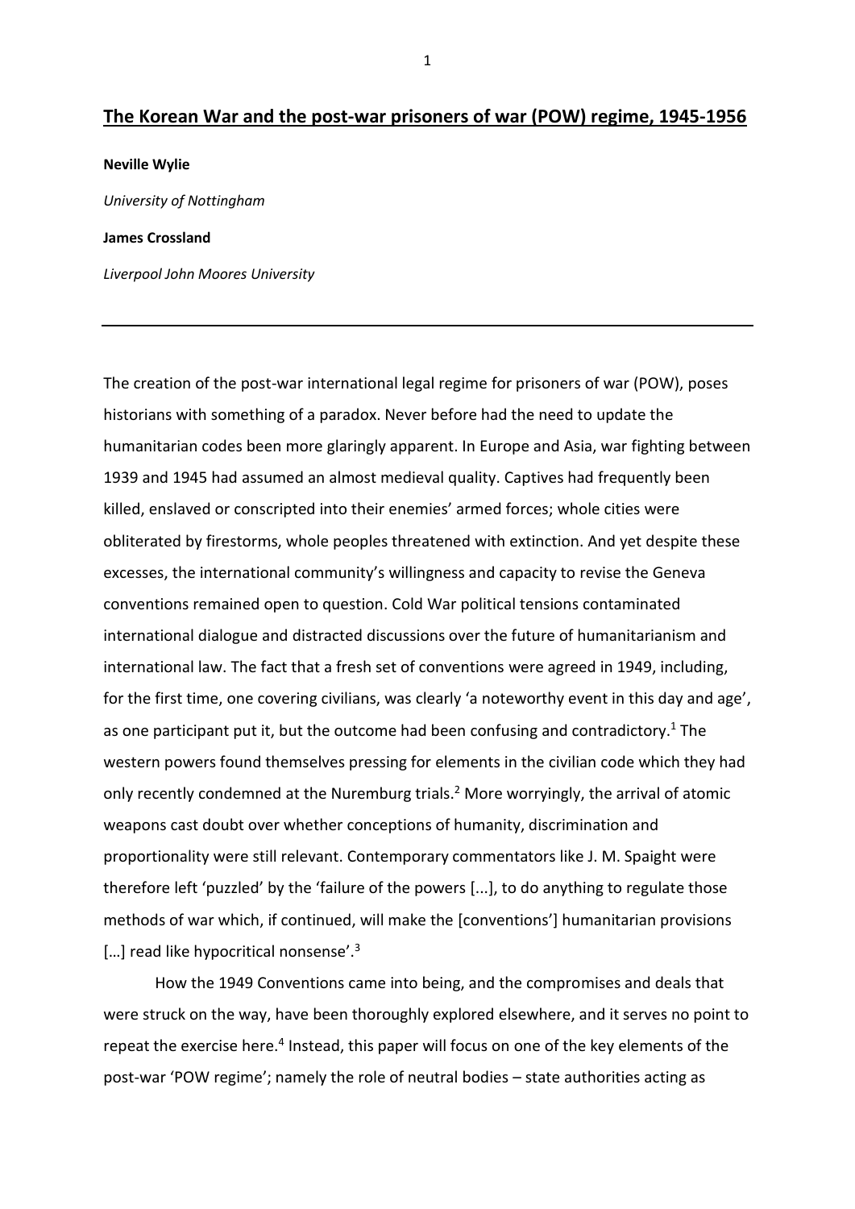# The Korean War and the post-war prisoners of war (POW) regime, 1945-1956

**Neville Wylie**

*University of Nottingham*

**James Crossland**

*Liverpool John Moores University*

---

The creation of the post-war international legal regime for prisoners of war (POW), poses historians with something of a paradox. Never before had the need to update the humanitarian codes been more glaringly apparent. In Europe and Asia, war fighting between 1939 and 1945 had assumed an almost medieval quality. Captives had frequently been killed, enslaved or conscripted into their enemies' armed forces; whole cities were obliterated by firestorms, whole peoples threatened with extinction. And yet despite these excesses, the international community's willingness and capacity to revise the Geneva conventions remained open to question. Cold War political tensions contaminated international dialogue and distracted discussions over the future of humanitarianism and international law. The fact that a fresh set of conventions were agreed in 1949, including, for the first time, one covering civilians, was clearly 'a noteworthy event in this day and age', as one participant put it, but the outcome had been confusing and contradictory.[1] The western powers found themselves pressing for elements in the civilian code which they had only recently condemned at the Nuremburg trials.[2] More worryingly, the arrival of atomic weapons cast doubt over whether conceptions of humanity, discrimination and proportionality were still relevant. Contemporary commentators like J. M. Spaight were therefore left 'puzzled' by the 'failure of the powers [...], to do anything to regulate those methods of war which, if continued, will make the [conventions'] humanitarian provisions […] read like hypocritical nonsense'.[3]

How the 1949 Conventions came into being, and the compromises and deals that were struck on the way, have been thoroughly explored elsewhere, and it serves no point to repeat the exercise here.[4] Instead, this paper will focus on one of the key elements of the post-war 'POW regime'; namely the role of neutral bodies – state authorities acting as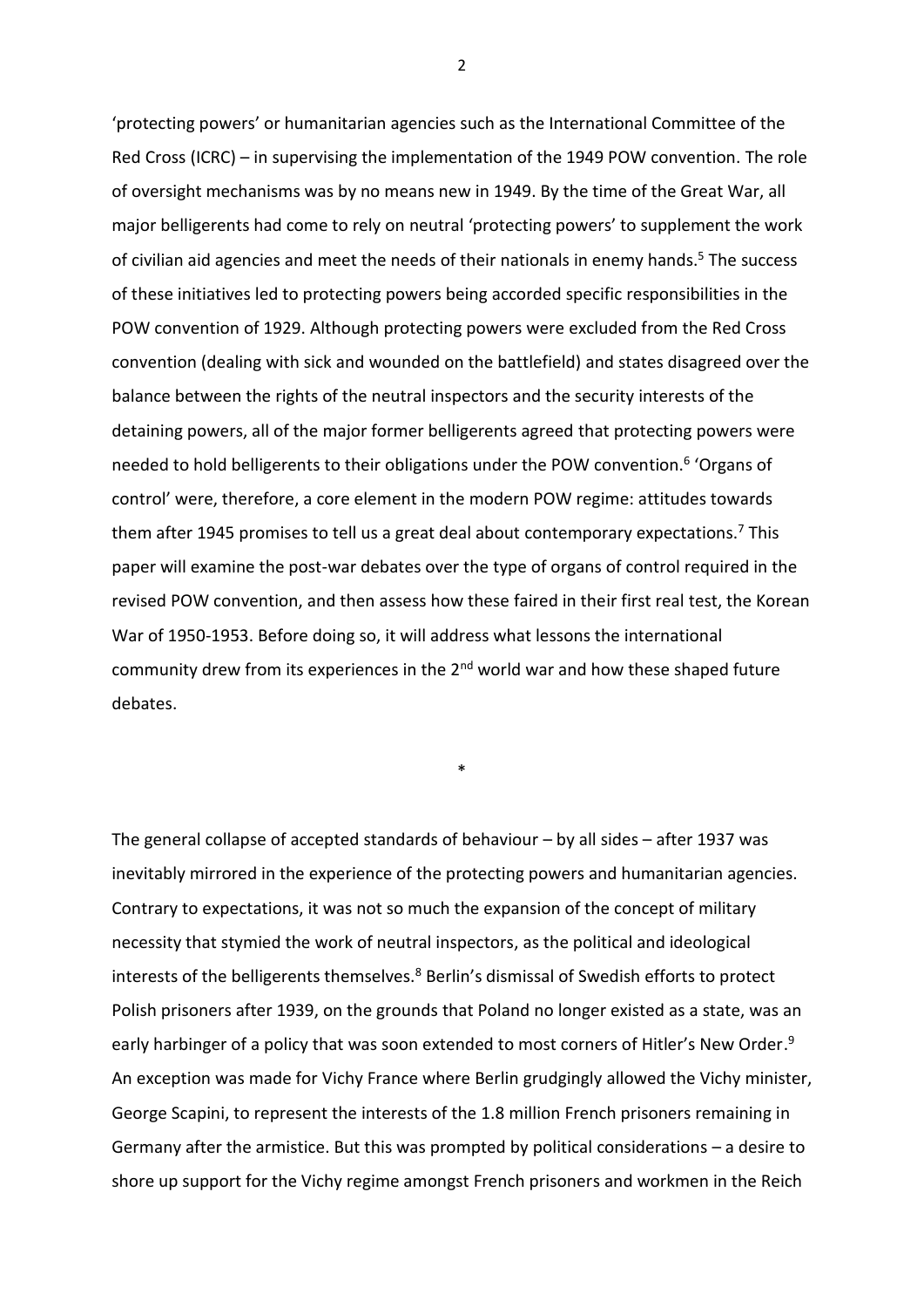'protecting powers' or humanitarian agencies such as the International Committee of the Red Cross (ICRC) – in supervising the implementation of the 1949 POW convention. The role of oversight mechanisms was by no means new in 1949. By the time of the Great War, all major belligerents had come to rely on neutral 'protecting powers' to supplement the work of civilian aid agencies and meet the needs of their nationals in enemy hands.[5] The success of these initiatives led to protecting powers being accorded specific responsibilities in the POW convention of 1929. Although protecting powers were excluded from the Red Cross convention (dealing with sick and wounded on the battlefield) and states disagreed over the balance between the rights of the neutral inspectors and the security interests of the detaining powers, all of the major former belligerents agreed that protecting powers were needed to hold belligerents to their obligations under the POW convention.[6] 'Organs of control' were, therefore, a core element in the modern POW regime: attitudes towards them after 1945 promises to tell us a great deal about contemporary expectations.[7] This paper will examine the post-war debates over the type of organs of control required in the revised POW convention, and then assess how these faired in their first real test, the Korean War of 1950-1953. Before doing so, it will address what lessons the international community drew from its experiences in the 2nd world war and how these shaped future debates.

*

The general collapse of accepted standards of behaviour – by all sides – after 1937 was inevitably mirrored in the experience of the protecting powers and humanitarian agencies. Contrary to expectations, it was not so much the expansion of the concept of military necessity that stymied the work of neutral inspectors, as the political and ideological interests of the belligerents themselves.[8] Berlin's dismissal of Swedish efforts to protect Polish prisoners after 1939, on the grounds that Poland no longer existed as a state, was an early harbinger of a policy that was soon extended to most corners of Hitler's New Order.[9] An exception was made for Vichy France where Berlin grudgingly allowed the Vichy minister, George Scapini, to represent the interests of the 1.8 million French prisoners remaining in Germany after the armistice. But this was prompted by political considerations – a desire to shore up support for the Vichy regime amongst French prisoners and workmen in the Reich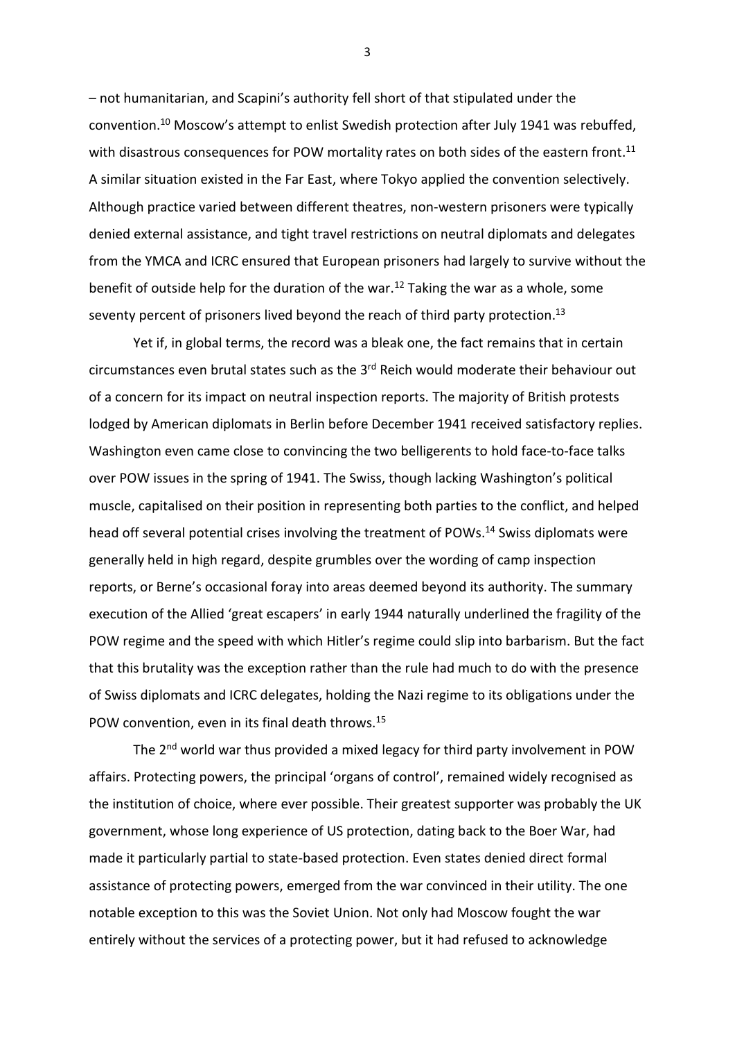– not humanitarian, and Scapini's authority fell short of that stipulated under the convention.[10] Moscow's attempt to enlist Swedish protection after July 1941 was rebuffed, with disastrous consequences for POW mortality rates on both sides of the eastern front.[11] A similar situation existed in the Far East, where Tokyo applied the convention selectively. Although practice varied between different theatres, non-western prisoners were typically denied external assistance, and tight travel restrictions on neutral diplomats and delegates from the YMCA and ICRC ensured that European prisoners had largely to survive without the benefit of outside help for the duration of the war.[12] Taking the war as a whole, some seventy percent of prisoners lived beyond the reach of third party protection.[13]

Yet if, in global terms, the record was a bleak one, the fact remains that in certain circumstances even brutal states such as the 3rd Reich would moderate their behaviour out of a concern for its impact on neutral inspection reports. The majority of British protests lodged by American diplomats in Berlin before December 1941 received satisfactory replies. Washington even came close to convincing the two belligerents to hold face-to-face talks over POW issues in the spring of 1941. The Swiss, though lacking Washington's political muscle, capitalised on their position in representing both parties to the conflict, and helped head off several potential crises involving the treatment of POWs.[14] Swiss diplomats were generally held in high regard, despite grumbles over the wording of camp inspection reports, or Berne's occasional foray into areas deemed beyond its authority. The summary execution of the Allied 'great escapers' in early 1944 naturally underlined the fragility of the POW regime and the speed with which Hitler's regime could slip into barbarism. But the fact that this brutality was the exception rather than the rule had much to do with the presence of Swiss diplomats and ICRC delegates, holding the Nazi regime to its obligations under the POW convention, even in its final death throws.[15]

The 2nd world war thus provided a mixed legacy for third party involvement in POW affairs. Protecting powers, the principal 'organs of control', remained widely recognised as the institution of choice, where ever possible. Their greatest supporter was probably the UK government, whose long experience of US protection, dating back to the Boer War, had made it particularly partial to state-based protection. Even states denied direct formal assistance of protecting powers, emerged from the war convinced in their utility. The one notable exception to this was the Soviet Union. Not only had Moscow fought the war entirely without the services of a protecting power, but it had refused to acknowledge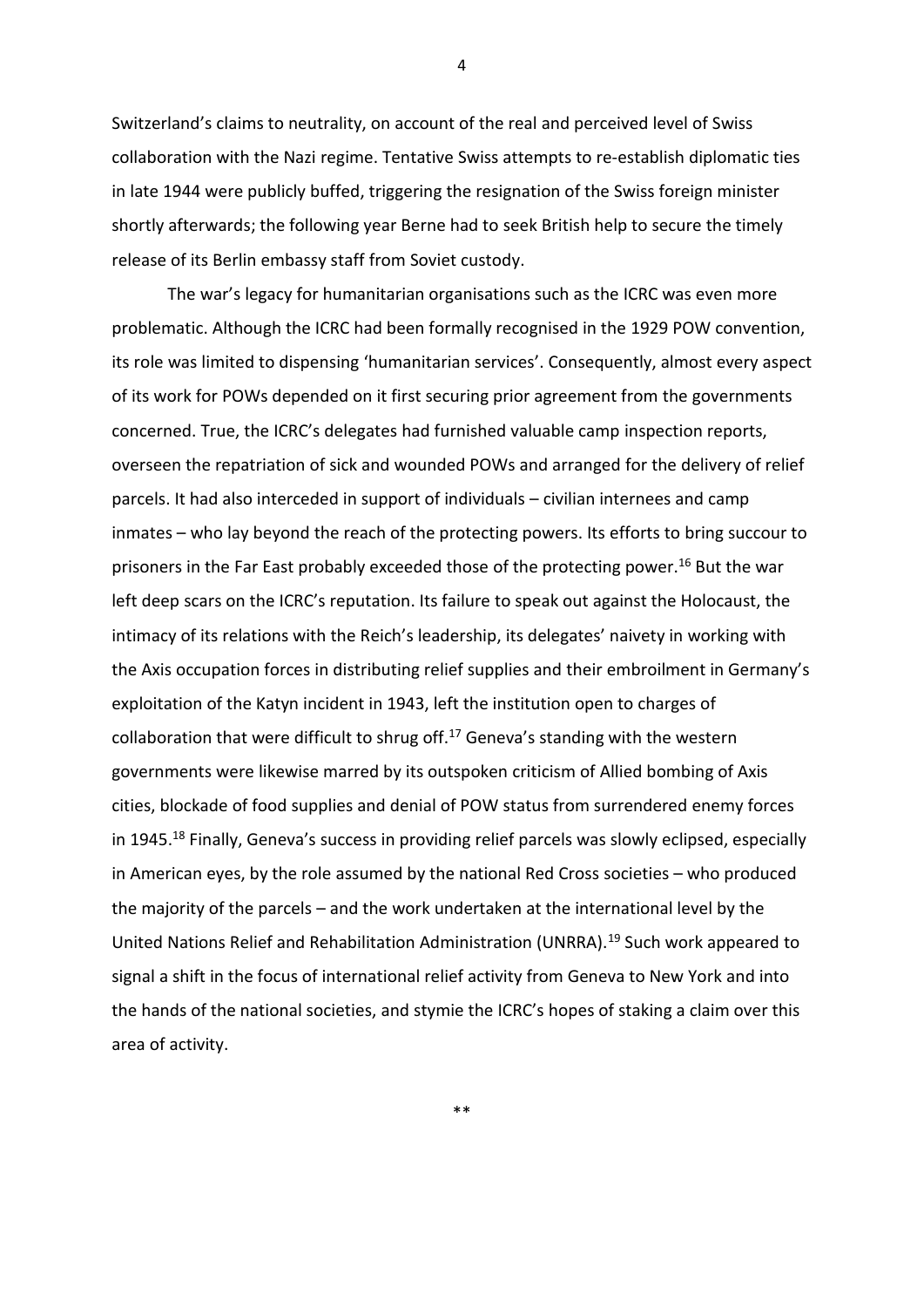Switzerland's claims to neutrality, on account of the real and perceived level of Swiss collaboration with the Nazi regime. Tentative Swiss attempts to re-establish diplomatic ties in late 1944 were publicly buffed, triggering the resignation of the Swiss foreign minister shortly afterwards; the following year Berne had to seek British help to secure the timely release of its Berlin embassy staff from Soviet custody.

The war's legacy for humanitarian organisations such as the ICRC was even more problematic. Although the ICRC had been formally recognised in the 1929 POW convention, its role was limited to dispensing 'humanitarian services'. Consequently, almost every aspect of its work for POWs depended on it first securing prior agreement from the governments concerned. True, the ICRC's delegates had furnished valuable camp inspection reports, overseen the repatriation of sick and wounded POWs and arranged for the delivery of relief parcels. It had also interceded in support of individuals – civilian internees and camp inmates – who lay beyond the reach of the protecting powers. Its efforts to bring succour to prisoners in the Far East probably exceeded those of the protecting power.[16] But the war left deep scars on the ICRC's reputation. Its failure to speak out against the Holocaust, the intimacy of its relations with the Reich's leadership, its delegates' naivety in working with the Axis occupation forces in distributing relief supplies and their embroilment in Germany's exploitation of the Katyn incident in 1943, left the institution open to charges of collaboration that were difficult to shrug off.[17] Geneva's standing with the western governments were likewise marred by its outspoken criticism of Allied bombing of Axis cities, blockade of food supplies and denial of POW status from surrendered enemy forces in 1945.[18] Finally, Geneva's success in providing relief parcels was slowly eclipsed, especially in American eyes, by the role assumed by the national Red Cross societies – who produced the majority of the parcels – and the work undertaken at the international level by the United Nations Relief and Rehabilitation Administration (UNRRA).[19] Such work appeared to signal a shift in the focus of international relief activity from Geneva to New York and into the hands of the national societies, and stymie the ICRC's hopes of staking a claim over this area of activity.

**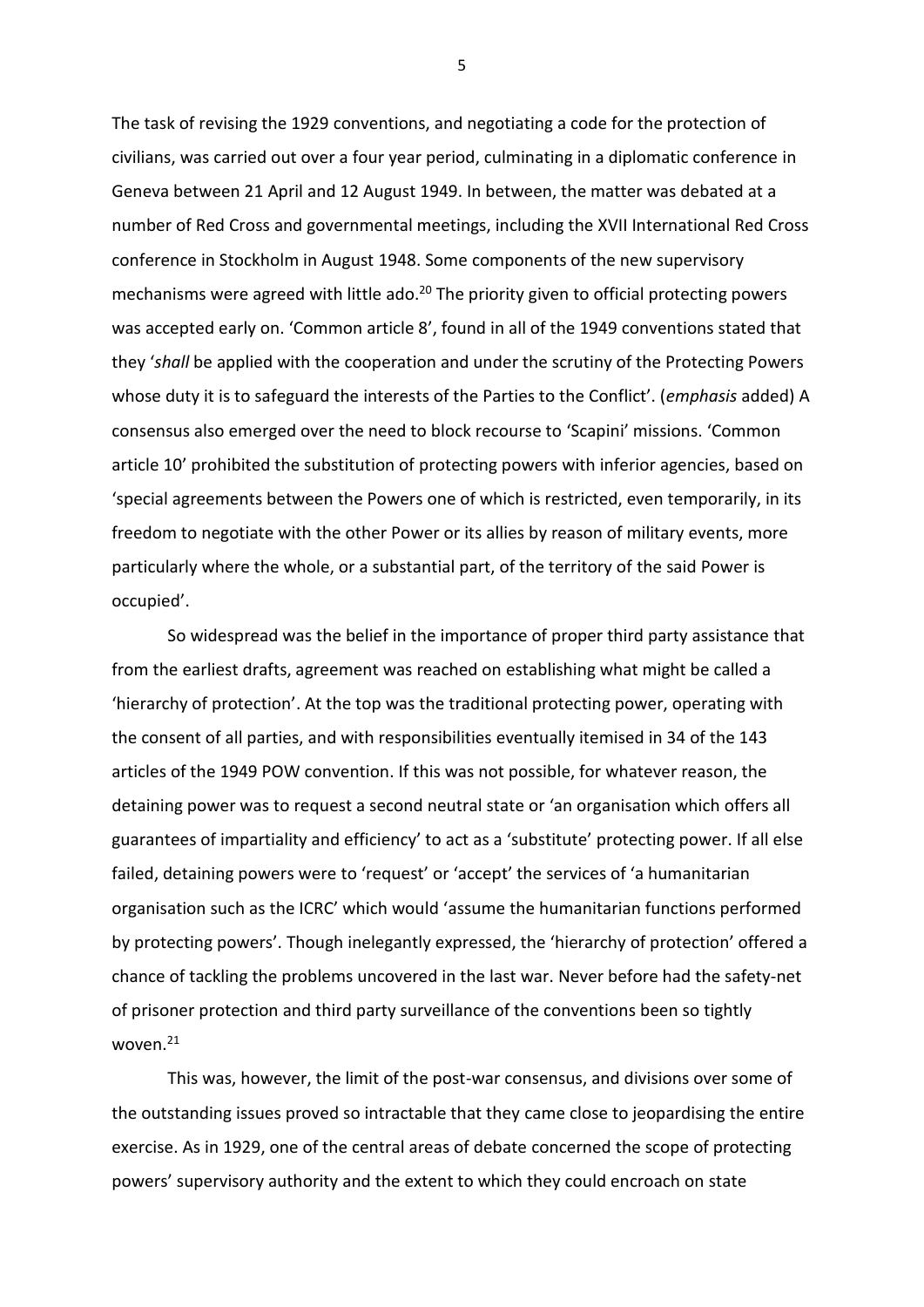The task of revising the 1929 conventions, and negotiating a code for the protection of civilians, was carried out over a four year period, culminating in a diplomatic conference in Geneva between 21 April and 12 August 1949. In between, the matter was debated at a number of Red Cross and governmental meetings, including the XVII International Red Cross conference in Stockholm in August 1948. Some components of the new supervisory mechanisms were agreed with little ado.[20] The priority given to official protecting powers was accepted early on. 'Common article 8', found in all of the 1949 conventions stated that they '*shall* be applied with the cooperation and under the scrutiny of the Protecting Powers whose duty it is to safeguard the interests of the Parties to the Conflict'. (*emphasis* added) A consensus also emerged over the need to block recourse to 'Scapini' missions. 'Common article 10' prohibited the substitution of protecting powers with inferior agencies, based on 'special agreements between the Powers one of which is restricted, even temporarily, in its freedom to negotiate with the other Power or its allies by reason of military events, more particularly where the whole, or a substantial part, of the territory of the said Power is occupied'.

So widespread was the belief in the importance of proper third party assistance that from the earliest drafts, agreement was reached on establishing what might be called a 'hierarchy of protection'. At the top was the traditional protecting power, operating with the consent of all parties, and with responsibilities eventually itemised in 34 of the 143 articles of the 1949 POW convention. If this was not possible, for whatever reason, the detaining power was to request a second neutral state or 'an organisation which offers all guarantees of impartiality and efficiency' to act as a 'substitute' protecting power. If all else failed, detaining powers were to 'request' or 'accept' the services of 'a humanitarian organisation such as the ICRC' which would 'assume the humanitarian functions performed by protecting powers'. Though inelegantly expressed, the 'hierarchy of protection' offered a chance of tackling the problems uncovered in the last war. Never before had the safety-net of prisoner protection and third party surveillance of the conventions been so tightly woven.[21]

This was, however, the limit of the post-war consensus, and divisions over some of the outstanding issues proved so intractable that they came close to jeopardising the entire exercise. As in 1929, one of the central areas of debate concerned the scope of protecting powers' supervisory authority and the extent to which they could encroach on state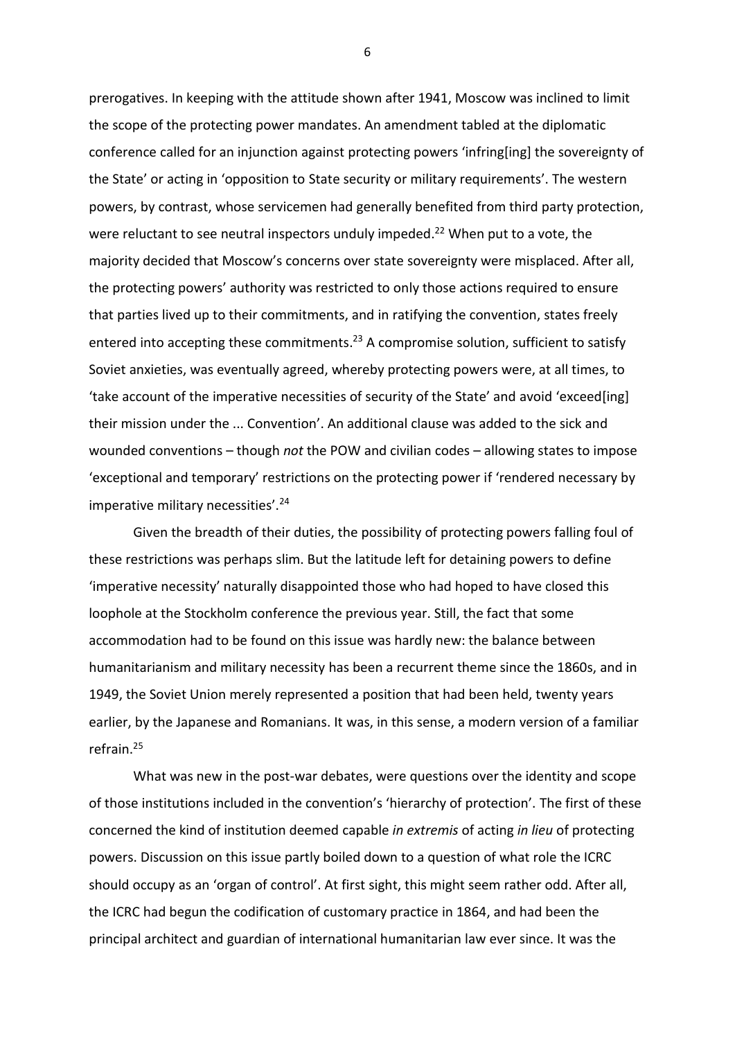prerogatives. In keeping with the attitude shown after 1941, Moscow was inclined to limit the scope of the protecting power mandates. An amendment tabled at the diplomatic conference called for an injunction against protecting powers 'infring[ing] the sovereignty of the State' or acting in 'opposition to State security or military requirements'. The western powers, by contrast, whose servicemen had generally benefited from third party protection, were reluctant to see neutral inspectors unduly impeded.[22] When put to a vote, the majority decided that Moscow's concerns over state sovereignty were misplaced. After all, the protecting powers' authority was restricted to only those actions required to ensure that parties lived up to their commitments, and in ratifying the convention, states freely entered into accepting these commitments.[23] A compromise solution, sufficient to satisfy Soviet anxieties, was eventually agreed, whereby protecting powers were, at all times, to 'take account of the imperative necessities of security of the State' and avoid 'exceed[ing] their mission under the ... Convention'. An additional clause was added to the sick and wounded conventions – though *not* the POW and civilian codes – allowing states to impose 'exceptional and temporary' restrictions on the protecting power if 'rendered necessary by imperative military necessities'.[24]

Given the breadth of their duties, the possibility of protecting powers falling foul of these restrictions was perhaps slim. But the latitude left for detaining powers to define 'imperative necessity' naturally disappointed those who had hoped to have closed this loophole at the Stockholm conference the previous year. Still, the fact that some accommodation had to be found on this issue was hardly new: the balance between humanitarianism and military necessity has been a recurrent theme since the 1860s, and in 1949, the Soviet Union merely represented a position that had been held, twenty years earlier, by the Japanese and Romanians. It was, in this sense, a modern version of a familiar refrain.[25]

What was new in the post-war debates, were questions over the identity and scope of those institutions included in the convention's 'hierarchy of protection'. The first of these concerned the kind of institution deemed capable *in extremis* of acting *in lieu* of protecting powers. Discussion on this issue partly boiled down to a question of what role the ICRC should occupy as an 'organ of control'. At first sight, this might seem rather odd. After all, the ICRC had begun the codification of customary practice in 1864, and had been the principal architect and guardian of international humanitarian law ever since. It was the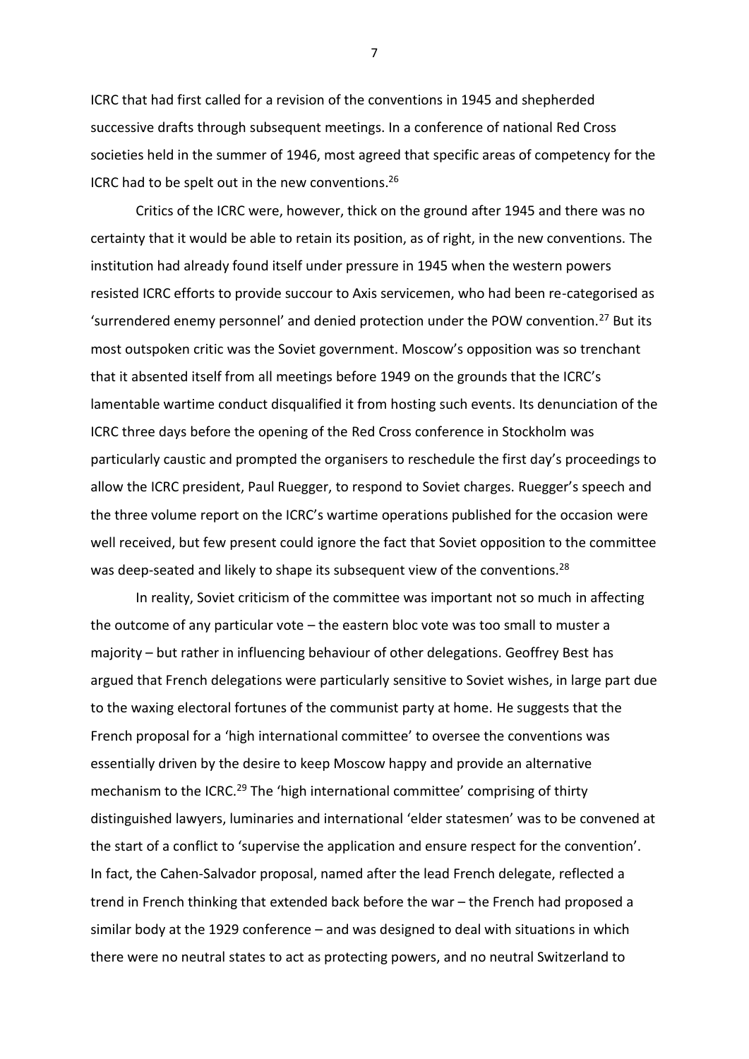ICRC that had first called for a revision of the conventions in 1945 and shepherded successive drafts through subsequent meetings. In a conference of national Red Cross societies held in the summer of 1946, most agreed that specific areas of competency for the ICRC had to be spelt out in the new conventions.[26]

Critics of the ICRC were, however, thick on the ground after 1945 and there was no certainty that it would be able to retain its position, as of right, in the new conventions. The institution had already found itself under pressure in 1945 when the western powers resisted ICRC efforts to provide succour to Axis servicemen, who had been re-categorised as 'surrendered enemy personnel' and denied protection under the POW convention.[27] But its most outspoken critic was the Soviet government. Moscow's opposition was so trenchant that it absented itself from all meetings before 1949 on the grounds that the ICRC's lamentable wartime conduct disqualified it from hosting such events. Its denunciation of the ICRC three days before the opening of the Red Cross conference in Stockholm was particularly caustic and prompted the organisers to reschedule the first day's proceedings to allow the ICRC president, Paul Ruegger, to respond to Soviet charges. Ruegger's speech and the three volume report on the ICRC's wartime operations published for the occasion were well received, but few present could ignore the fact that Soviet opposition to the committee was deep-seated and likely to shape its subsequent view of the conventions.[28]

In reality, Soviet criticism of the committee was important not so much in affecting the outcome of any particular vote – the eastern bloc vote was too small to muster a majority – but rather in influencing behaviour of other delegations. Geoffrey Best has argued that French delegations were particularly sensitive to Soviet wishes, in large part due to the waxing electoral fortunes of the communist party at home. He suggests that the French proposal for a 'high international committee' to oversee the conventions was essentially driven by the desire to keep Moscow happy and provide an alternative mechanism to the ICRC.[29] The 'high international committee' comprising of thirty distinguished lawyers, luminaries and international 'elder statesmen' was to be convened at the start of a conflict to 'supervise the application and ensure respect for the convention'. In fact, the Cahen-Salvador proposal, named after the lead French delegate, reflected a trend in French thinking that extended back before the war – the French had proposed a similar body at the 1929 conference – and was designed to deal with situations in which there were no neutral states to act as protecting powers, and no neutral Switzerland to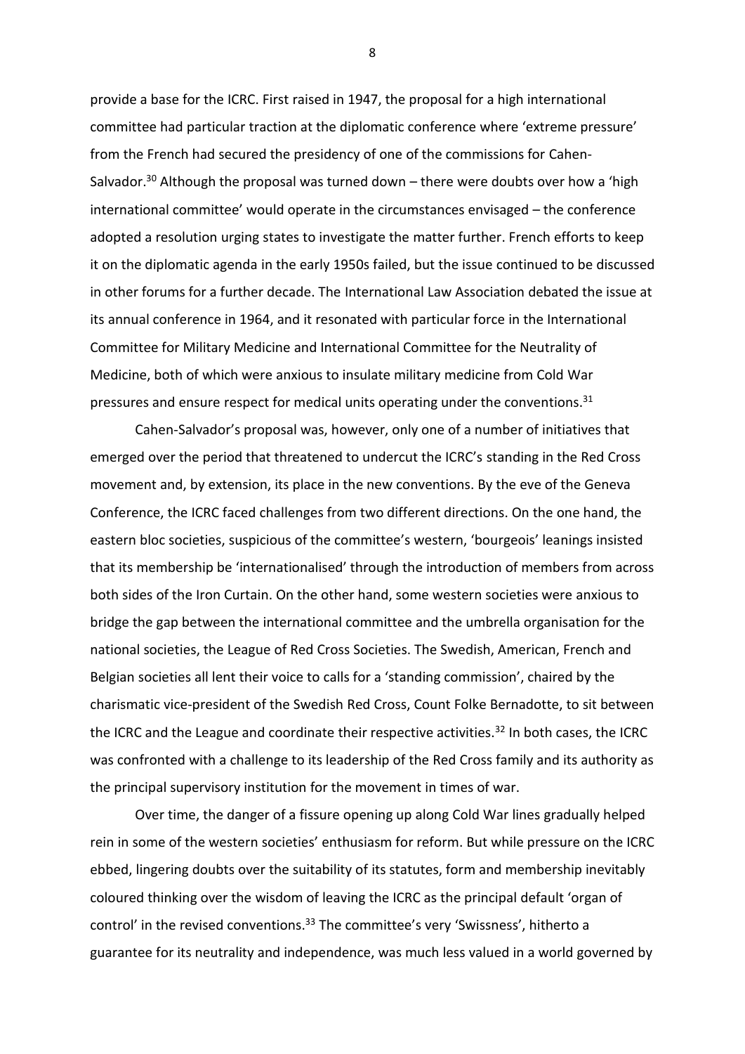provide a base for the ICRC. First raised in 1947, the proposal for a high international committee had particular traction at the diplomatic conference where 'extreme pressure' from the French had secured the presidency of one of the commissions for Cahen-Salvador.[30] Although the proposal was turned down – there were doubts over how a 'high international committee' would operate in the circumstances envisaged – the conference adopted a resolution urging states to investigate the matter further. French efforts to keep it on the diplomatic agenda in the early 1950s failed, but the issue continued to be discussed in other forums for a further decade. The International Law Association debated the issue at its annual conference in 1964, and it resonated with particular force in the International Committee for Military Medicine and International Committee for the Neutrality of Medicine, both of which were anxious to insulate military medicine from Cold War pressures and ensure respect for medical units operating under the conventions.[31]

Cahen-Salvador's proposal was, however, only one of a number of initiatives that emerged over the period that threatened to undercut the ICRC's standing in the Red Cross movement and, by extension, its place in the new conventions. By the eve of the Geneva Conference, the ICRC faced challenges from two different directions. On the one hand, the eastern bloc societies, suspicious of the committee's western, 'bourgeois' leanings insisted that its membership be 'internationalised' through the introduction of members from across both sides of the Iron Curtain. On the other hand, some western societies were anxious to bridge the gap between the international committee and the umbrella organisation for the national societies, the League of Red Cross Societies. The Swedish, American, French and Belgian societies all lent their voice to calls for a 'standing commission', chaired by the charismatic vice-president of the Swedish Red Cross, Count Folke Bernadotte, to sit between the ICRC and the League and coordinate their respective activities.[32] In both cases, the ICRC was confronted with a challenge to its leadership of the Red Cross family and its authority as the principal supervisory institution for the movement in times of war.

Over time, the danger of a fissure opening up along Cold War lines gradually helped rein in some of the western societies' enthusiasm for reform. But while pressure on the ICRC ebbed, lingering doubts over the suitability of its statutes, form and membership inevitably coloured thinking over the wisdom of leaving the ICRC as the principal default 'organ of control' in the revised conventions.[33] The committee's very 'Swissness', hitherto a guarantee for its neutrality and independence, was much less valued in a world governed by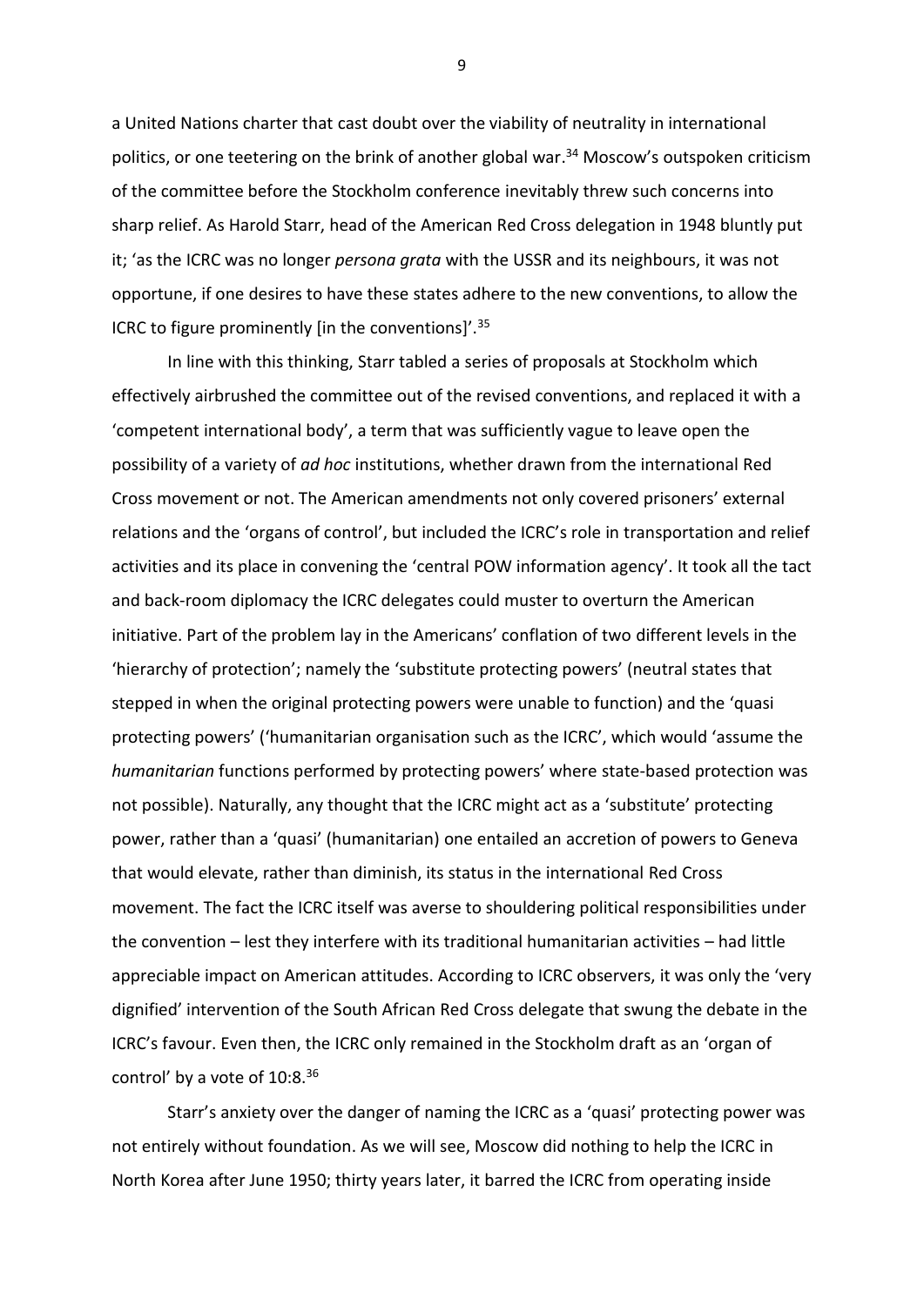a United Nations charter that cast doubt over the viability of neutrality in international politics, or one teetering on the brink of another global war.[34] Moscow's outspoken criticism of the committee before the Stockholm conference inevitably threw such concerns into sharp relief. As Harold Starr, head of the American Red Cross delegation in 1948 bluntly put it; 'as the ICRC was no longer *persona grata* with the USSR and its neighbours, it was not opportune, if one desires to have these states adhere to the new conventions, to allow the ICRC to figure prominently [in the conventions]'.[35]

In line with this thinking, Starr tabled a series of proposals at Stockholm which effectively airbrushed the committee out of the revised conventions, and replaced it with a 'competent international body', a term that was sufficiently vague to leave open the possibility of a variety of *ad hoc* institutions, whether drawn from the international Red Cross movement or not. The American amendments not only covered prisoners' external relations and the 'organs of control', but included the ICRC's role in transportation and relief activities and its place in convening the 'central POW information agency'. It took all the tact and back-room diplomacy the ICRC delegates could muster to overturn the American initiative. Part of the problem lay in the Americans' conflation of two different levels in the 'hierarchy of protection'; namely the 'substitute protecting powers' (neutral states that stepped in when the original protecting powers were unable to function) and the 'quasi protecting powers' ('humanitarian organisation such as the ICRC', which would 'assume the *humanitarian* functions performed by protecting powers' where state-based protection was not possible). Naturally, any thought that the ICRC might act as a 'substitute' protecting power, rather than a 'quasi' (humanitarian) one entailed an accretion of powers to Geneva that would elevate, rather than diminish, its status in the international Red Cross movement. The fact the ICRC itself was averse to shouldering political responsibilities under the convention – lest they interfere with its traditional humanitarian activities – had little appreciable impact on American attitudes. According to ICRC observers, it was only the 'very dignified' intervention of the South African Red Cross delegate that swung the debate in the ICRC's favour. Even then, the ICRC only remained in the Stockholm draft as an 'organ of control' by a vote of 10:8.[36]

Starr's anxiety over the danger of naming the ICRC as a 'quasi' protecting power was not entirely without foundation. As we will see, Moscow did nothing to help the ICRC in North Korea after June 1950; thirty years later, it barred the ICRC from operating inside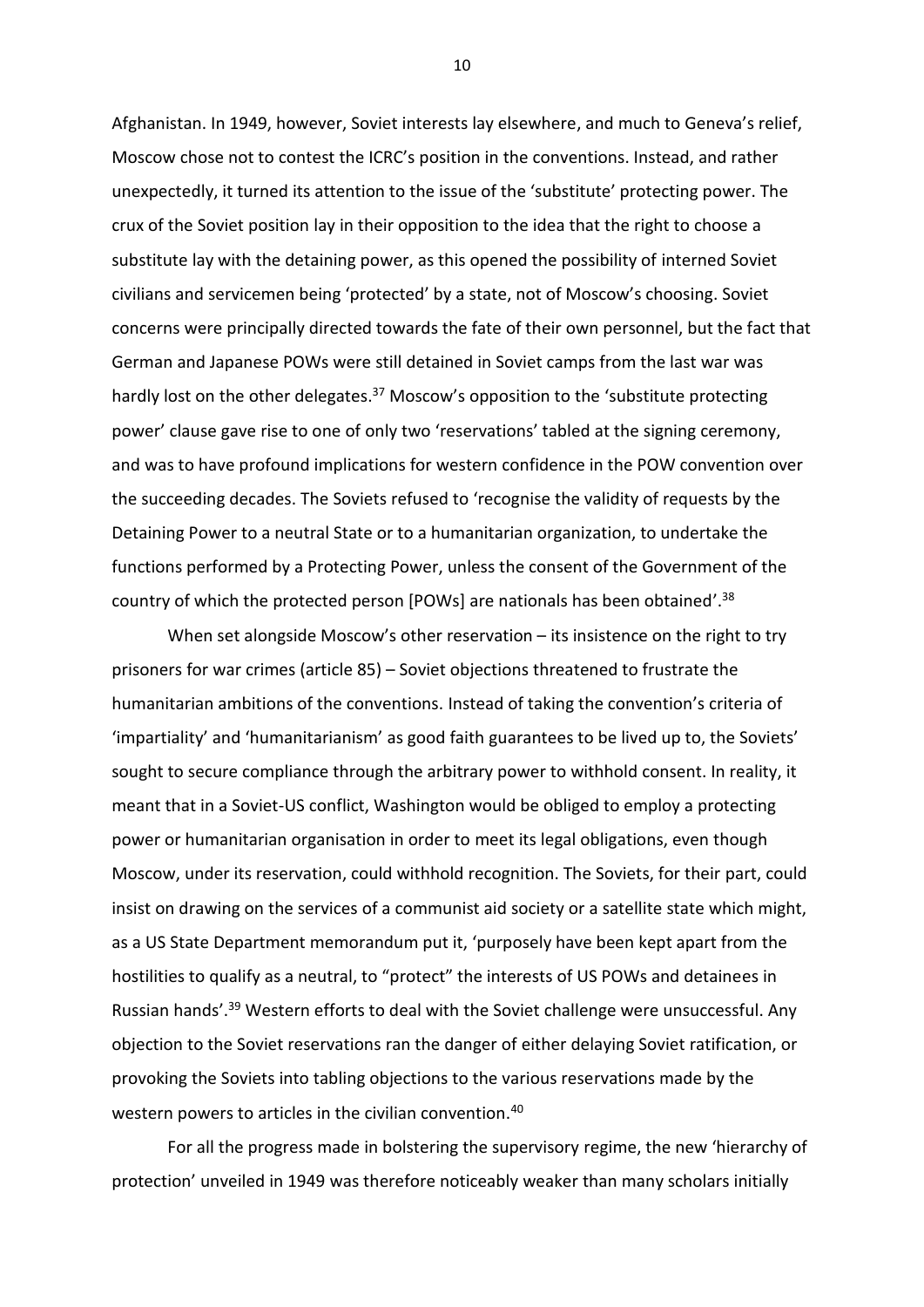Afghanistan. In 1949, however, Soviet interests lay elsewhere, and much to Geneva's relief, Moscow chose not to contest the ICRC's position in the conventions. Instead, and rather unexpectedly, it turned its attention to the issue of the 'substitute' protecting power. The crux of the Soviet position lay in their opposition to the idea that the right to choose a substitute lay with the detaining power, as this opened the possibility of interned Soviet civilians and servicemen being 'protected' by a state, not of Moscow's choosing. Soviet concerns were principally directed towards the fate of their own personnel, but the fact that German and Japanese POWs were still detained in Soviet camps from the last war was hardly lost on the other delegates.[37] Moscow's opposition to the 'substitute protecting power' clause gave rise to one of only two 'reservations' tabled at the signing ceremony, and was to have profound implications for western confidence in the POW convention over the succeeding decades. The Soviets refused to 'recognise the validity of requests by the Detaining Power to a neutral State or to a humanitarian organization, to undertake the functions performed by a Protecting Power, unless the consent of the Government of the country of which the protected person [POWs] are nationals has been obtained'.[38]

When set alongside Moscow's other reservation – its insistence on the right to try prisoners for war crimes (article 85) – Soviet objections threatened to frustrate the humanitarian ambitions of the conventions. Instead of taking the convention's criteria of 'impartiality' and 'humanitarianism' as good faith guarantees to be lived up to, the Soviets' sought to secure compliance through the arbitrary power to withhold consent. In reality, it meant that in a Soviet-US conflict, Washington would be obliged to employ a protecting power or humanitarian organisation in order to meet its legal obligations, even though Moscow, under its reservation, could withhold recognition. The Soviets, for their part, could insist on drawing on the services of a communist aid society or a satellite state which might, as a US State Department memorandum put it, 'purposely have been kept apart from the hostilities to qualify as a neutral, to "protect" the interests of US POWs and detainees in Russian hands'.[39] Western efforts to deal with the Soviet challenge were unsuccessful. Any objection to the Soviet reservations ran the danger of either delaying Soviet ratification, or provoking the Soviets into tabling objections to the various reservations made by the western powers to articles in the civilian convention.[40]

For all the progress made in bolstering the supervisory regime, the new 'hierarchy of protection' unveiled in 1949 was therefore noticeably weaker than many scholars initially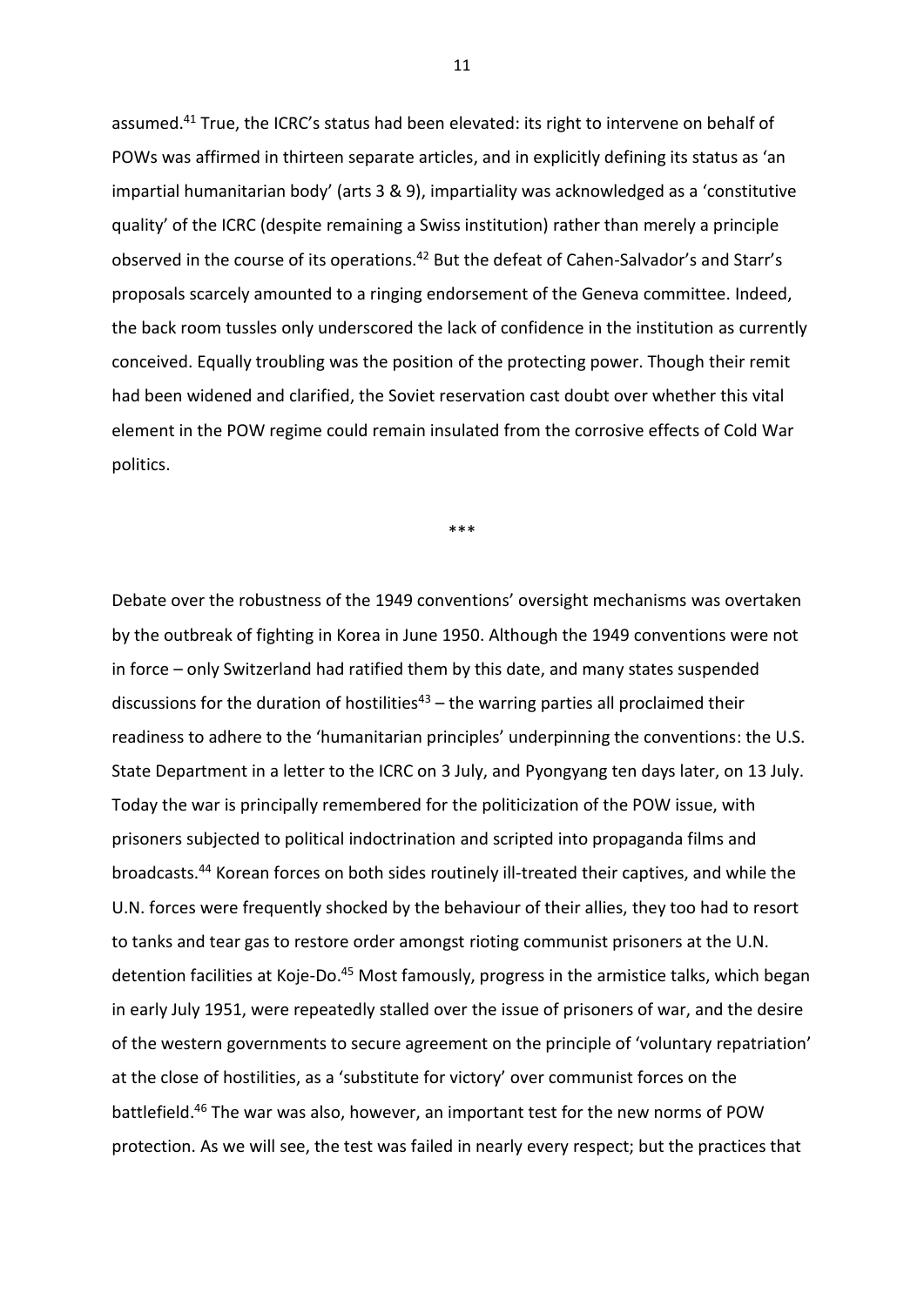assumed.[41] True, the ICRC's status had been elevated: its right to intervene on behalf of POWs was affirmed in thirteen separate articles, and in explicitly defining its status as 'an impartial humanitarian body' (arts 3 & 9), impartiality was acknowledged as a 'constitutive quality' of the ICRC (despite remaining a Swiss institution) rather than merely a principle observed in the course of its operations.[42] But the defeat of Cahen-Salvador's and Starr's proposals scarcely amounted to a ringing endorsement of the Geneva committee. Indeed, the back room tussles only underscored the lack of confidence in the institution as currently conceived. Equally troubling was the position of the protecting power. Though their remit had been widened and clarified, the Soviet reservation cast doubt over whether this vital element in the POW regime could remain insulated from the corrosive effects of Cold War politics.

\*\*\*

Debate over the robustness of the 1949 conventions' oversight mechanisms was overtaken by the outbreak of fighting in Korea in June 1950. Although the 1949 conventions were not in force – only Switzerland had ratified them by this date, and many states suspended discussions for the duration of hostilities[43] – the warring parties all proclaimed their readiness to adhere to the 'humanitarian principles' underpinning the conventions: the U.S. State Department in a letter to the ICRC on 3 July, and Pyongyang ten days later, on 13 July. Today the war is principally remembered for the politicization of the POW issue, with prisoners subjected to political indoctrination and scripted into propaganda films and broadcasts.[44] Korean forces on both sides routinely ill-treated their captives, and while the U.N. forces were frequently shocked by the behaviour of their allies, they too had to resort to tanks and tear gas to restore order amongst rioting communist prisoners at the U.N. detention facilities at Koje-Do.[45] Most famously, progress in the armistice talks, which began in early July 1951, were repeatedly stalled over the issue of prisoners of war, and the desire of the western governments to secure agreement on the principle of 'voluntary repatriation' at the close of hostilities, as a 'substitute for victory' over communist forces on the battlefield.[46] The war was also, however, an important test for the new norms of POW protection. As we will see, the test was failed in nearly every respect; but the practices that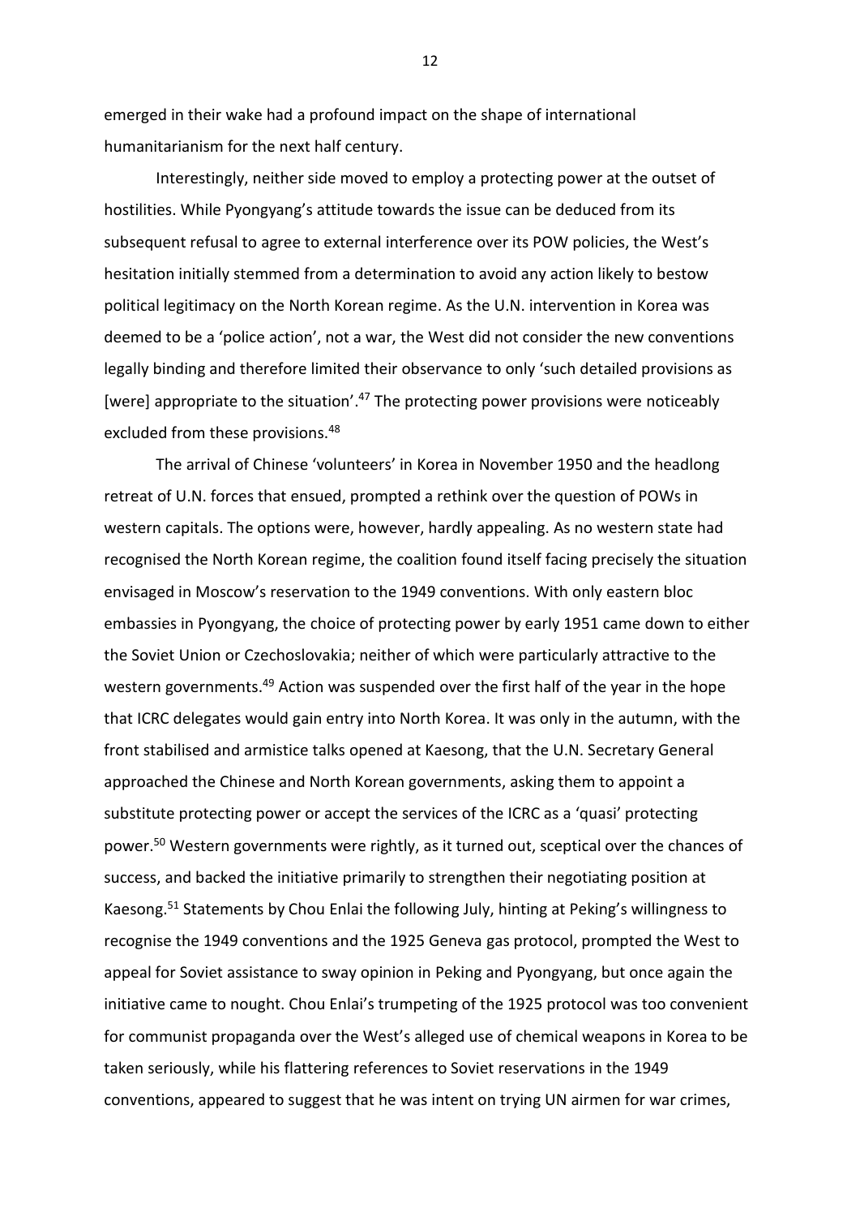emerged in their wake had a profound impact on the shape of international humanitarianism for the next half century.

Interestingly, neither side moved to employ a protecting power at the outset of hostilities. While Pyongyang's attitude towards the issue can be deduced from its subsequent refusal to agree to external interference over its POW policies, the West's hesitation initially stemmed from a determination to avoid any action likely to bestow political legitimacy on the North Korean regime. As the U.N. intervention in Korea was deemed to be a 'police action', not a war, the West did not consider the new conventions legally binding and therefore limited their observance to only 'such detailed provisions as [were] appropriate to the situation'.[47] The protecting power provisions were noticeably excluded from these provisions.[48]

The arrival of Chinese 'volunteers' in Korea in November 1950 and the headlong retreat of U.N. forces that ensued, prompted a rethink over the question of POWs in western capitals. The options were, however, hardly appealing. As no western state had recognised the North Korean regime, the coalition found itself facing precisely the situation envisaged in Moscow's reservation to the 1949 conventions. With only eastern bloc embassies in Pyongyang, the choice of protecting power by early 1951 came down to either the Soviet Union or Czechoslovakia; neither of which were particularly attractive to the western governments.[49] Action was suspended over the first half of the year in the hope that ICRC delegates would gain entry into North Korea. It was only in the autumn, with the front stabilised and armistice talks opened at Kaesong, that the U.N. Secretary General approached the Chinese and North Korean governments, asking them to appoint a substitute protecting power or accept the services of the ICRC as a 'quasi' protecting power.[50] Western governments were rightly, as it turned out, sceptical over the chances of success, and backed the initiative primarily to strengthen their negotiating position at Kaesong.[51] Statements by Chou Enlai the following July, hinting at Peking's willingness to recognise the 1949 conventions and the 1925 Geneva gas protocol, prompted the West to appeal for Soviet assistance to sway opinion in Peking and Pyongyang, but once again the initiative came to nought. Chou Enlai's trumpeting of the 1925 protocol was too convenient for communist propaganda over the West's alleged use of chemical weapons in Korea to be taken seriously, while his flattering references to Soviet reservations in the 1949 conventions, appeared to suggest that he was intent on trying UN airmen for war crimes,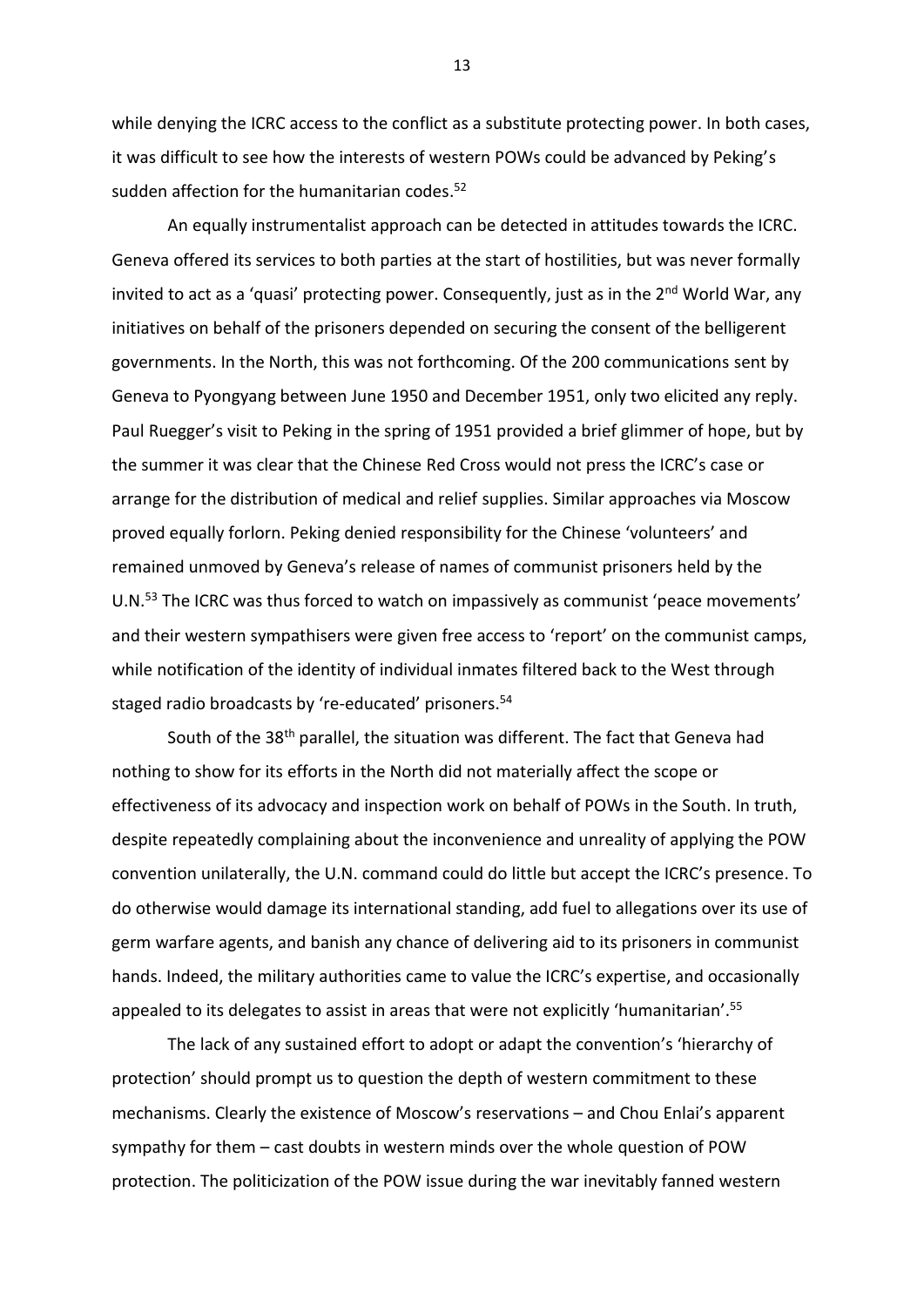while denying the ICRC access to the conflict as a substitute protecting power. In both cases, it was difficult to see how the interests of western POWs could be advanced by Peking's sudden affection for the humanitarian codes.[52]

An equally instrumentalist approach can be detected in attitudes towards the ICRC. Geneva offered its services to both parties at the start of hostilities, but was never formally invited to act as a 'quasi' protecting power. Consequently, just as in the 2nd World War, any initiatives on behalf of the prisoners depended on securing the consent of the belligerent governments. In the North, this was not forthcoming. Of the 200 communications sent by Geneva to Pyongyang between June 1950 and December 1951, only two elicited any reply. Paul Ruegger's visit to Peking in the spring of 1951 provided a brief glimmer of hope, but by the summer it was clear that the Chinese Red Cross would not press the ICRC's case or arrange for the distribution of medical and relief supplies. Similar approaches via Moscow proved equally forlorn. Peking denied responsibility for the Chinese 'volunteers' and remained unmoved by Geneva's release of names of communist prisoners held by the U.N.[53] The ICRC was thus forced to watch on impassively as communist 'peace movements' and their western sympathisers were given free access to 'report' on the communist camps, while notification of the identity of individual inmates filtered back to the West through staged radio broadcasts by 're-educated' prisoners.[54]

South of the 38th parallel, the situation was different. The fact that Geneva had nothing to show for its efforts in the North did not materially affect the scope or effectiveness of its advocacy and inspection work on behalf of POWs in the South. In truth, despite repeatedly complaining about the inconvenience and unreality of applying the POW convention unilaterally, the U.N. command could do little but accept the ICRC's presence. To do otherwise would damage its international standing, add fuel to allegations over its use of germ warfare agents, and banish any chance of delivering aid to its prisoners in communist hands. Indeed, the military authorities came to value the ICRC's expertise, and occasionally appealed to its delegates to assist in areas that were not explicitly 'humanitarian'.[55]

The lack of any sustained effort to adopt or adapt the convention's 'hierarchy of protection' should prompt us to question the depth of western commitment to these mechanisms. Clearly the existence of Moscow's reservations – and Chou Enlai's apparent sympathy for them – cast doubts in western minds over the whole question of POW protection. The politicization of the POW issue during the war inevitably fanned western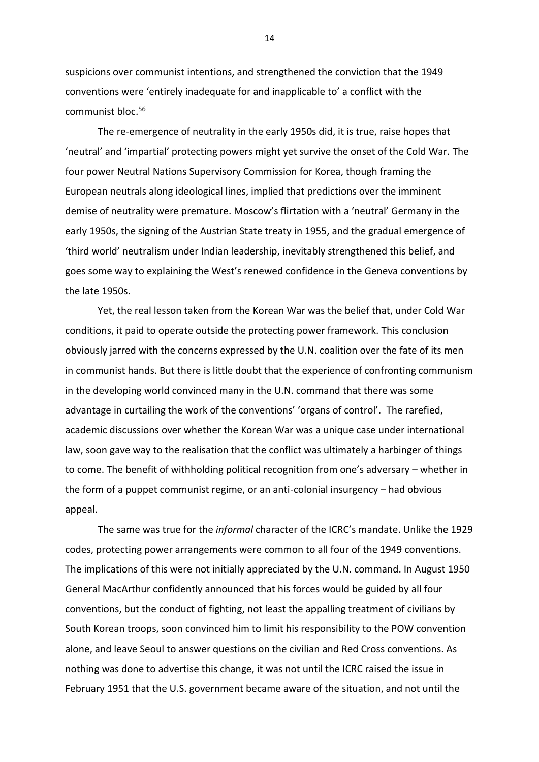suspicions over communist intentions, and strengthened the conviction that the 1949 conventions were 'entirely inadequate for and inapplicable to' a conflict with the communist bloc.[56]

The re-emergence of neutrality in the early 1950s did, it is true, raise hopes that 'neutral' and 'impartial' protecting powers might yet survive the onset of the Cold War. The four power Neutral Nations Supervisory Commission for Korea, though framing the European neutrals along ideological lines, implied that predictions over the imminent demise of neutrality were premature. Moscow's flirtation with a 'neutral' Germany in the early 1950s, the signing of the Austrian State treaty in 1955, and the gradual emergence of 'third world' neutralism under Indian leadership, inevitably strengthened this belief, and goes some way to explaining the West's renewed confidence in the Geneva conventions by the late 1950s.

Yet, the real lesson taken from the Korean War was the belief that, under Cold War conditions, it paid to operate outside the protecting power framework. This conclusion obviously jarred with the concerns expressed by the U.N. coalition over the fate of its men in communist hands. But there is little doubt that the experience of confronting communism in the developing world convinced many in the U.N. command that there was some advantage in curtailing the work of the conventions' 'organs of control'. The rarefied, academic discussions over whether the Korean War was a unique case under international law, soon gave way to the realisation that the conflict was ultimately a harbinger of things to come. The benefit of withholding political recognition from one's adversary – whether in the form of a puppet communist regime, or an anti-colonial insurgency – had obvious appeal.

The same was true for the *informal* character of the ICRC's mandate. Unlike the 1929 codes, protecting power arrangements were common to all four of the 1949 conventions. The implications of this were not initially appreciated by the U.N. command. In August 1950 General MacArthur confidently announced that his forces would be guided by all four conventions, but the conduct of fighting, not least the appalling treatment of civilians by South Korean troops, soon convinced him to limit his responsibility to the POW convention alone, and leave Seoul to answer questions on the civilian and Red Cross conventions. As nothing was done to advertise this change, it was not until the ICRC raised the issue in February 1951 that the U.S. government became aware of the situation, and not until the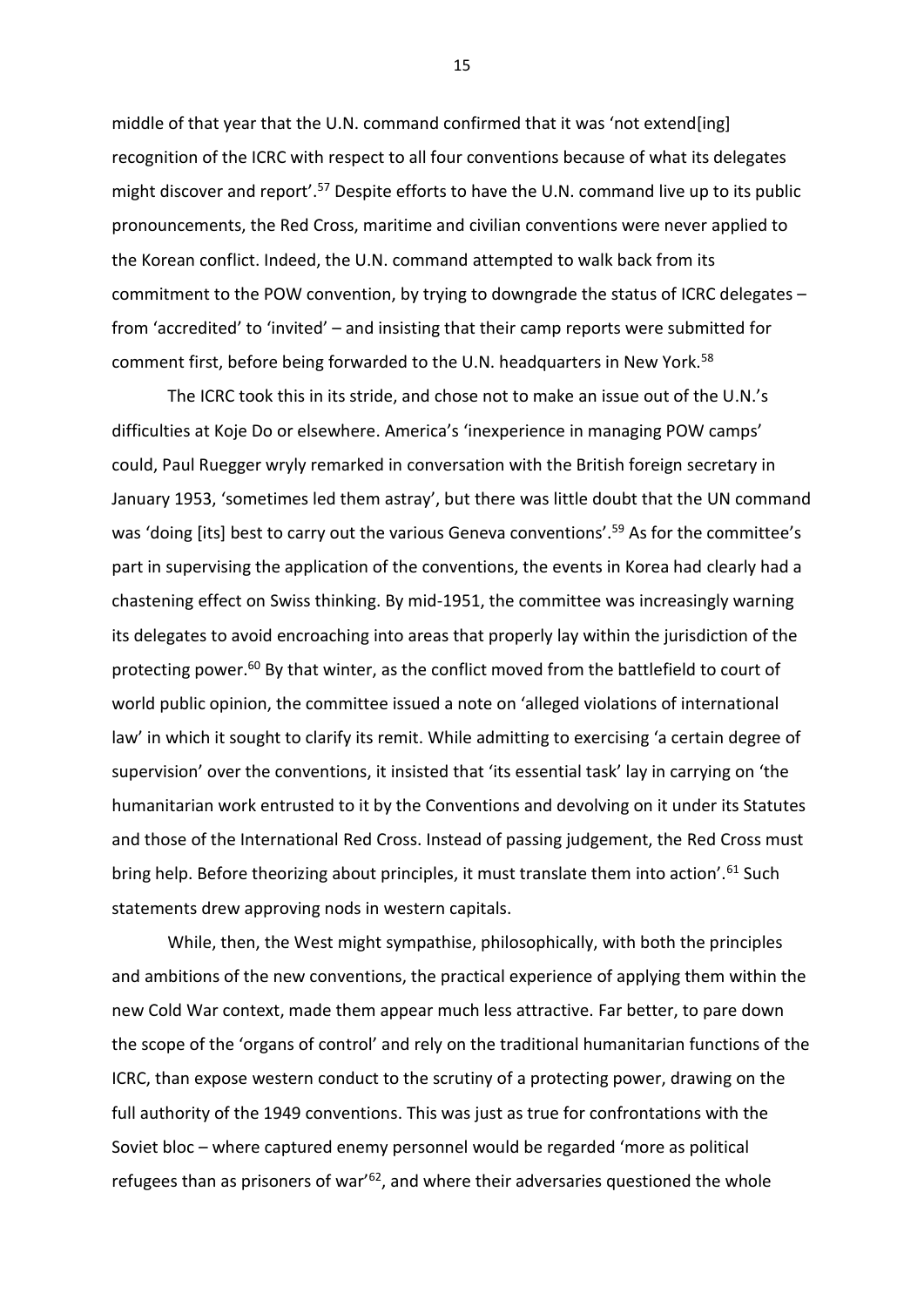middle of that year that the U.N. command confirmed that it was 'not extend[ing] recognition of the ICRC with respect to all four conventions because of what its delegates might discover and report'.[57] Despite efforts to have the U.N. command live up to its public pronouncements, the Red Cross, maritime and civilian conventions were never applied to the Korean conflict. Indeed, the U.N. command attempted to walk back from its commitment to the POW convention, by trying to downgrade the status of ICRC delegates – from 'accredited' to 'invited' – and insisting that their camp reports were submitted for comment first, before being forwarded to the U.N. headquarters in New York.[58]

The ICRC took this in its stride, and chose not to make an issue out of the U.N.'s difficulties at Koje Do or elsewhere. America's 'inexperience in managing POW camps' could, Paul Ruegger wryly remarked in conversation with the British foreign secretary in January 1953, 'sometimes led them astray', but there was little doubt that the UN command was 'doing [its] best to carry out the various Geneva conventions'.[59] As for the committee's part in supervising the application of the conventions, the events in Korea had clearly had a chastening effect on Swiss thinking. By mid-1951, the committee was increasingly warning its delegates to avoid encroaching into areas that properly lay within the jurisdiction of the protecting power.[60] By that winter, as the conflict moved from the battlefield to court of world public opinion, the committee issued a note on 'alleged violations of international law' in which it sought to clarify its remit. While admitting to exercising 'a certain degree of supervision' over the conventions, it insisted that 'its essential task' lay in carrying on 'the humanitarian work entrusted to it by the Conventions and devolving on it under its Statutes and those of the International Red Cross. Instead of passing judgement, the Red Cross must bring help. Before theorizing about principles, it must translate them into action'.[61] Such statements drew approving nods in western capitals.

While, then, the West might sympathise, philosophically, with both the principles and ambitions of the new conventions, the practical experience of applying them within the new Cold War context, made them appear much less attractive. Far better, to pare down the scope of the 'organs of control' and rely on the traditional humanitarian functions of the ICRC, than expose western conduct to the scrutiny of a protecting power, drawing on the full authority of the 1949 conventions. This was just as true for confrontations with the Soviet bloc – where captured enemy personnel would be regarded 'more as political refugees than as prisoners of war'[62], and where their adversaries questioned the whole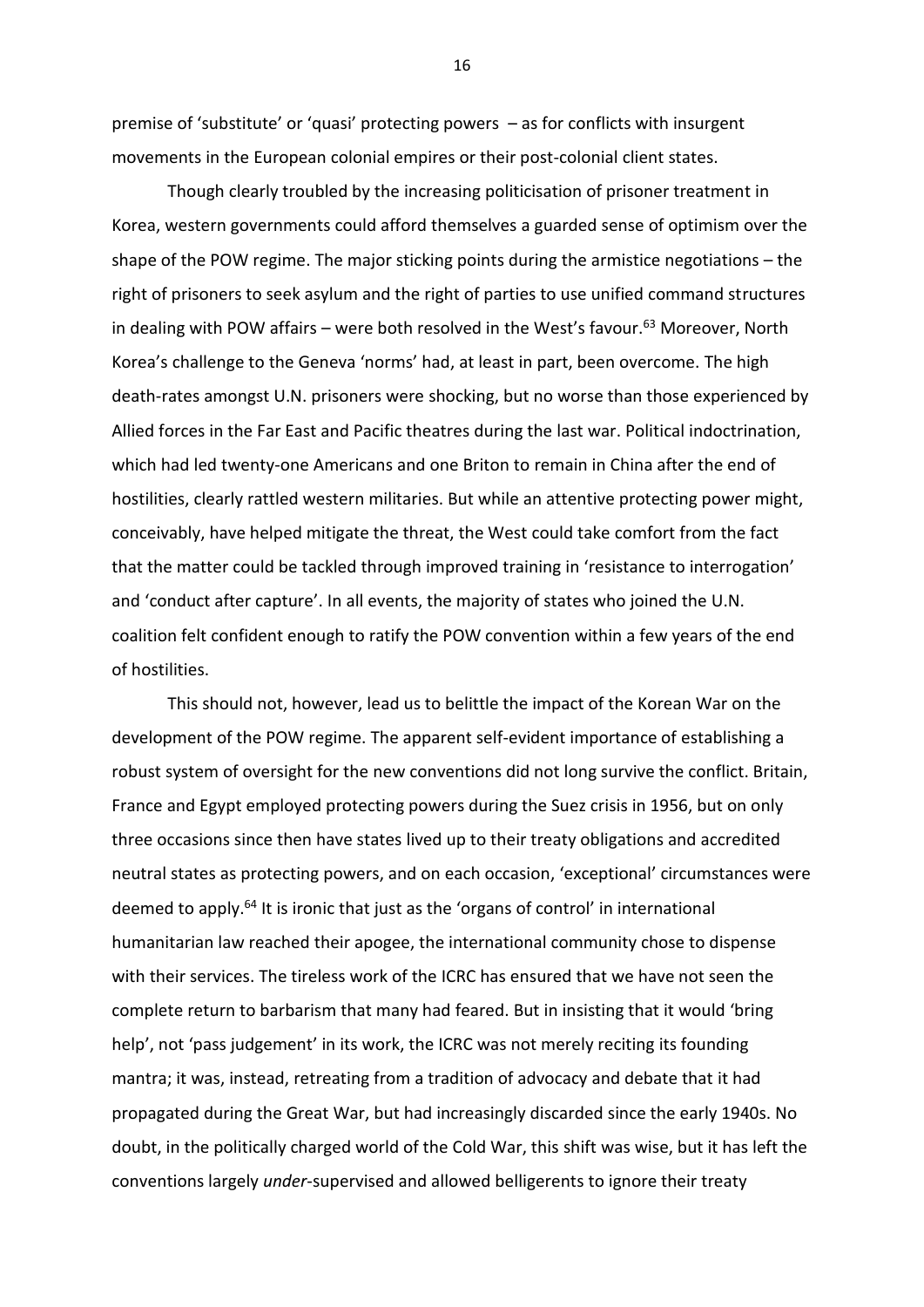premise of 'substitute' or 'quasi' protecting powers – as for conflicts with insurgent movements in the European colonial empires or their post-colonial client states.

Though clearly troubled by the increasing politicisation of prisoner treatment in Korea, western governments could afford themselves a guarded sense of optimism over the shape of the POW regime. The major sticking points during the armistice negotiations – the right of prisoners to seek asylum and the right of parties to use unified command structures in dealing with POW affairs – were both resolved in the West's favour.[63] Moreover, North Korea's challenge to the Geneva 'norms' had, at least in part, been overcome. The high death-rates amongst U.N. prisoners were shocking, but no worse than those experienced by Allied forces in the Far East and Pacific theatres during the last war. Political indoctrination, which had led twenty-one Americans and one Briton to remain in China after the end of hostilities, clearly rattled western militaries. But while an attentive protecting power might, conceivably, have helped mitigate the threat, the West could take comfort from the fact that the matter could be tackled through improved training in 'resistance to interrogation' and 'conduct after capture'. In all events, the majority of states who joined the U.N. coalition felt confident enough to ratify the POW convention within a few years of the end of hostilities.

This should not, however, lead us to belittle the impact of the Korean War on the development of the POW regime. The apparent self-evident importance of establishing a robust system of oversight for the new conventions did not long survive the conflict. Britain, France and Egypt employed protecting powers during the Suez crisis in 1956, but on only three occasions since then have states lived up to their treaty obligations and accredited neutral states as protecting powers, and on each occasion, 'exceptional' circumstances were deemed to apply.[64] It is ironic that just as the 'organs of control' in international humanitarian law reached their apogee, the international community chose to dispense with their services. The tireless work of the ICRC has ensured that we have not seen the complete return to barbarism that many had feared. But in insisting that it would 'bring help', not 'pass judgement' in its work, the ICRC was not merely reciting its founding mantra; it was, instead, retreating from a tradition of advocacy and debate that it had propagated during the Great War, but had increasingly discarded since the early 1940s. No doubt, in the politically charged world of the Cold War, this shift was wise, but it has left the conventions largely *under*-supervised and allowed belligerents to ignore their treaty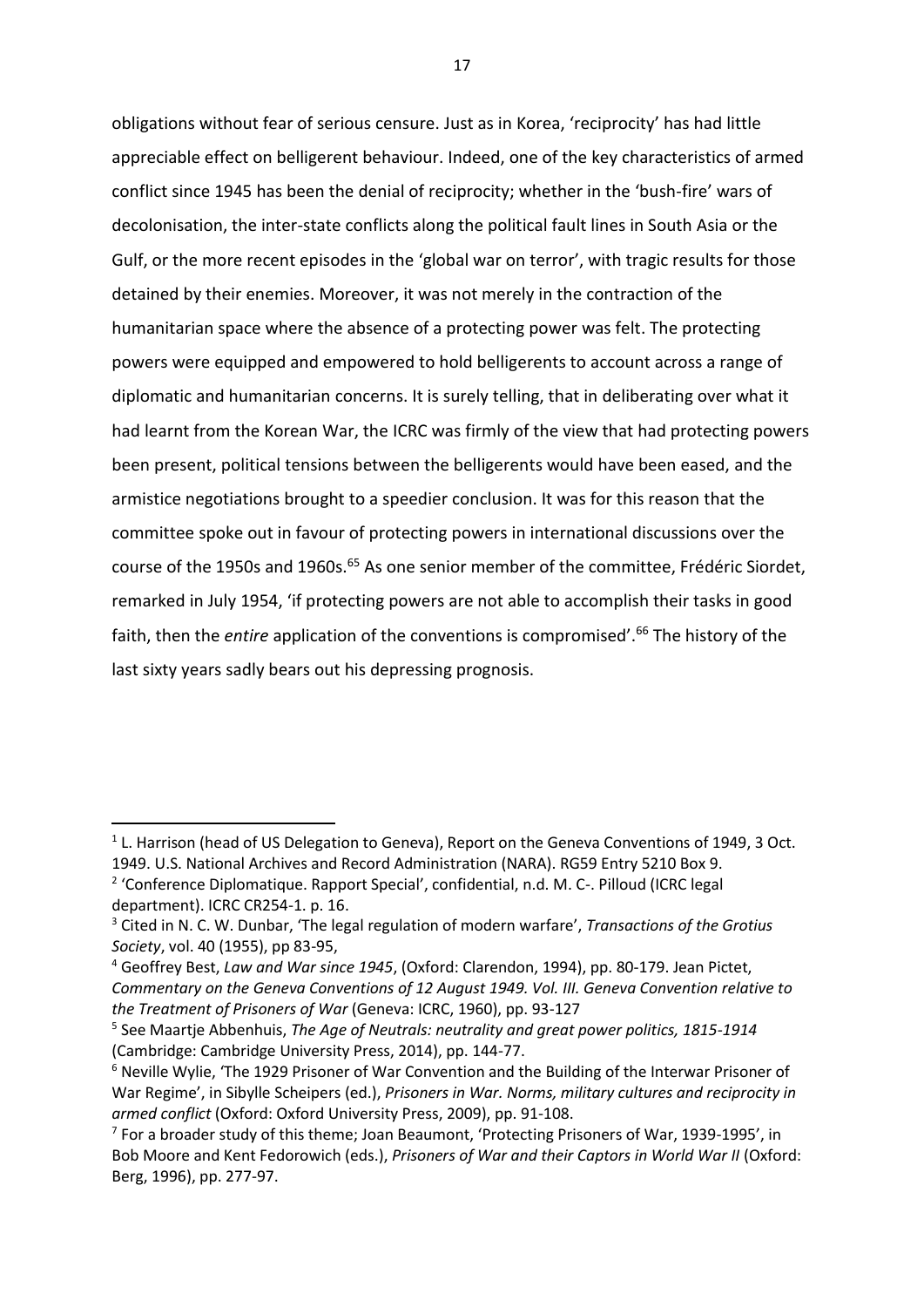obligations without fear of serious censure. Just as in Korea, 'reciprocity' has had little appreciable effect on belligerent behaviour. Indeed, one of the key characteristics of armed conflict since 1945 has been the denial of reciprocity; whether in the 'bush-fire' wars of decolonisation, the inter-state conflicts along the political fault lines in South Asia or the Gulf, or the more recent episodes in the 'global war on terror', with tragic results for those detained by their enemies. Moreover, it was not merely in the contraction of the humanitarian space where the absence of a protecting power was felt. The protecting powers were equipped and empowered to hold belligerents to account across a range of diplomatic and humanitarian concerns. It is surely telling, that in deliberating over what it had learnt from the Korean War, the ICRC was firmly of the view that had protecting powers been present, political tensions between the belligerents would have been eased, and the armistice negotiations brought to a speedier conclusion. It was for this reason that the committee spoke out in favour of protecting powers in international discussions over the course of the 1950s and 1960s.[65] As one senior member of the committee, Frédéric Siordet, remarked in July 1954, 'if protecting powers are not able to accomplish their tasks in good faith, then the *entire* application of the conventions is compromised'.[66] The history of the last sixty years sadly bears out his depressing prognosis.

---

[1] L. Harrison (head of US Delegation to Geneva), Report on the Geneva Conventions of 1949, 3 Oct. 1949. U.S. National Archives and Record Administration (NARA). RG59 Entry 5210 Box 9.

[2] 'Conference Diplomatique. Rapport Special', confidential, n.d. M. C-. Pilloud (ICRC legal department). ICRC CR254-1. p. 16.

[3] Cited in N. C. W. Dunbar, 'The legal regulation of modern warfare', *Transactions of the Grotius Society*, vol. 40 (1955), pp 83-95,

[4] Geoffrey Best, *Law and War since 1945*, (Oxford: Clarendon, 1994), pp. 80-179. Jean Pictet, *Commentary on the Geneva Conventions of 12 August 1949. Vol. III. Geneva Convention relative to the Treatment of Prisoners of War* (Geneva: ICRC, 1960), pp. 93-127

[5] See Maartje Abbenhuis, *The Age of Neutrals: neutrality and great power politics, 1815-1914* (Cambridge: Cambridge University Press, 2014), pp. 144-77.

[6] Neville Wylie, 'The 1929 Prisoner of War Convention and the Building of the Interwar Prisoner of War Regime', in Sibylle Scheipers (ed.), *Prisoners in War. Norms, military cultures and reciprocity in armed conflict* (Oxford: Oxford University Press, 2009), pp. 91-108.

[7] For a broader study of this theme; Joan Beaumont, 'Protecting Prisoners of War, 1939-1995', in Bob Moore and Kent Fedorowich (eds.), *Prisoners of War and their Captors in World War II* (Oxford: Berg, 1996), pp. 277-97.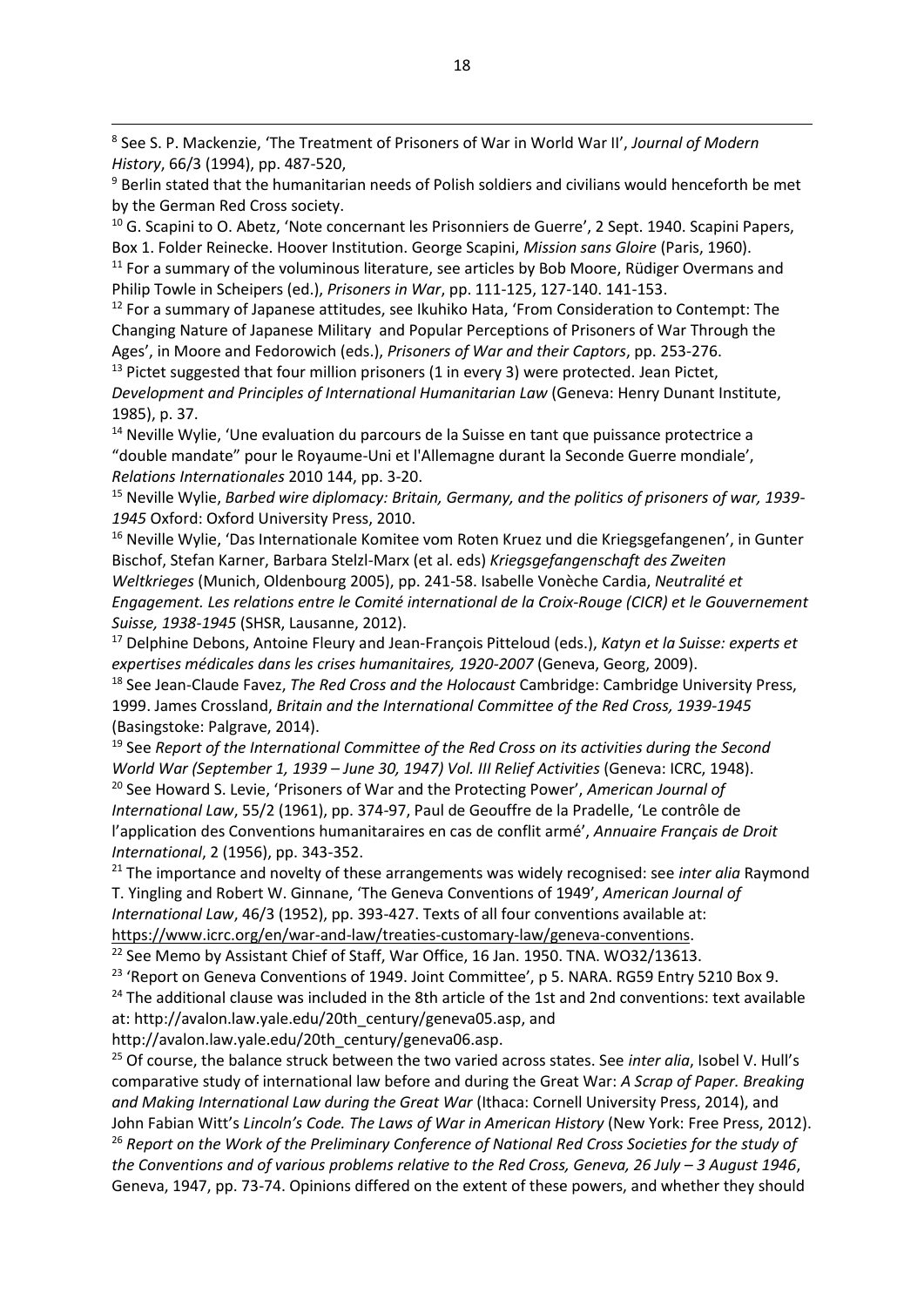[8] See S. P. Mackenzie, 'The Treatment of Prisoners of War in World War II', *Journal of Modern History*, 66/3 (1994), pp. 487-520,

[9] Berlin stated that the humanitarian needs of Polish soldiers and civilians would henceforth be met by the German Red Cross society.

[10] G. Scapini to O. Abetz, 'Note concernant les Prisonniers de Guerre', 2 Sept. 1940. Scapini Papers, Box 1. Folder Reinecke. Hoover Institution. George Scapini, *Mission sans Gloire* (Paris, 1960).

[11] For a summary of the voluminous literature, see articles by Bob Moore, Rüdiger Overmans and Philip Towle in Scheipers (ed.), *Prisoners in War*, pp. 111-125, 127-140. 141-153.

[12] For a summary of Japanese attitudes, see Ikuhiko Hata, 'From Consideration to Contempt: The Changing Nature of Japanese Military and Popular Perceptions of Prisoners of War Through the Ages', in Moore and Fedorowich (eds.), *Prisoners of War and their Captors*, pp. 253-276.

[13] Pictet suggested that four million prisoners (1 in every 3) were protected. Jean Pictet, *Development and Principles of International Humanitarian Law* (Geneva: Henry Dunant Institute, 1985), p. 37.

[14] Neville Wylie, 'Une evaluation du parcours de la Suisse en tant que puissance protectrice a "double mandate" pour le Royaume-Uni et l'Allemagne durant la Seconde Guerre mondiale', *Relations Internationales* 2010 144, pp. 3-20.

[15] Neville Wylie, *Barbed wire diplomacy: Britain, Germany, and the politics of prisoners of war, 1939-1945* Oxford: Oxford University Press, 2010.

[16] Neville Wylie, 'Das Internationale Komitee vom Roten Kruez und die Kriegsgefangenen', in Gunter Bischof, Stefan Karner, Barbara Stelzl-Marx (et al. eds) *Kriegsgefangenschaft des Zweiten Weltkrieges* (Munich, Oldenbourg 2005), pp. 241-58. Isabelle Vonèche Cardia, *Neutralité et Engagement. Les relations entre le Comité international de la Croix-Rouge (CICR) et le Gouvernement Suisse, 1938-1945* (SHSR, Lausanne, 2012).

[17] Delphine Debons, Antoine Fleury and Jean-François Pitteloud (eds.), *Katyn et la Suisse: experts et expertises médicales dans les crises humanitaires, 1920-2007* (Geneva, Georg, 2009).

[18] See Jean-Claude Favez, *The Red Cross and the Holocaust* Cambridge: Cambridge University Press, 1999. James Crossland, *Britain and the International Committee of the Red Cross, 1939-1945* (Basingstoke: Palgrave, 2014).

[19] See *Report of the International Committee of the Red Cross on its activities during the Second World War (September 1, 1939 – June 30, 1947) Vol. III Relief Activities* (Geneva: ICRC, 1948).

[20] See Howard S. Levie, 'Prisoners of War and the Protecting Power', *American Journal of International Law*, 55/2 (1961), pp. 374-97, Paul de Geouffre de la Pradelle, 'Le contrôle de l'application des Conventions humanitaraires en cas de conflit armé', *Annuaire Français de Droit International*, 2 (1956), pp. 343-352.

[21] The importance and novelty of these arrangements was widely recognised: see *inter alia* Raymond T. Yingling and Robert W. Ginnane, 'The Geneva Conventions of 1949', *American Journal of International Law*, 46/3 (1952), pp. 393-427. Texts of all four conventions available at: https://www.icrc.org/en/war-and-law/treaties-customary-law/geneva-conventions.

[22] See Memo by Assistant Chief of Staff, War Office, 16 Jan. 1950. TNA. WO32/13613.

[23] 'Report on Geneva Conventions of 1949. Joint Committee', p 5. NARA. RG59 Entry 5210 Box 9.

[24] The additional clause was included in the 8th article of the 1st and 2nd conventions: text available at: http://avalon.law.yale.edu/20th_century/geneva05.asp, and http://avalon.law.yale.edu/20th_century/geneva06.asp.

[25] Of course, the balance struck between the two varied across states. See *inter alia*, Isobel V. Hull's comparative study of international law before and during the Great War: *A Scrap of Paper. Breaking and Making International Law during the Great War* (Ithaca: Cornell University Press, 2014), and John Fabian Witt's *Lincoln's Code. The Laws of War in American History* (New York: Free Press, 2012).

[26] *Report on the Work of the Preliminary Conference of National Red Cross Societies for the study of the Conventions and of various problems relative to the Red Cross, Geneva, 26 July – 3 August 1946*, Geneva, 1947, pp. 73-74. Opinions differed on the extent of these powers, and whether they should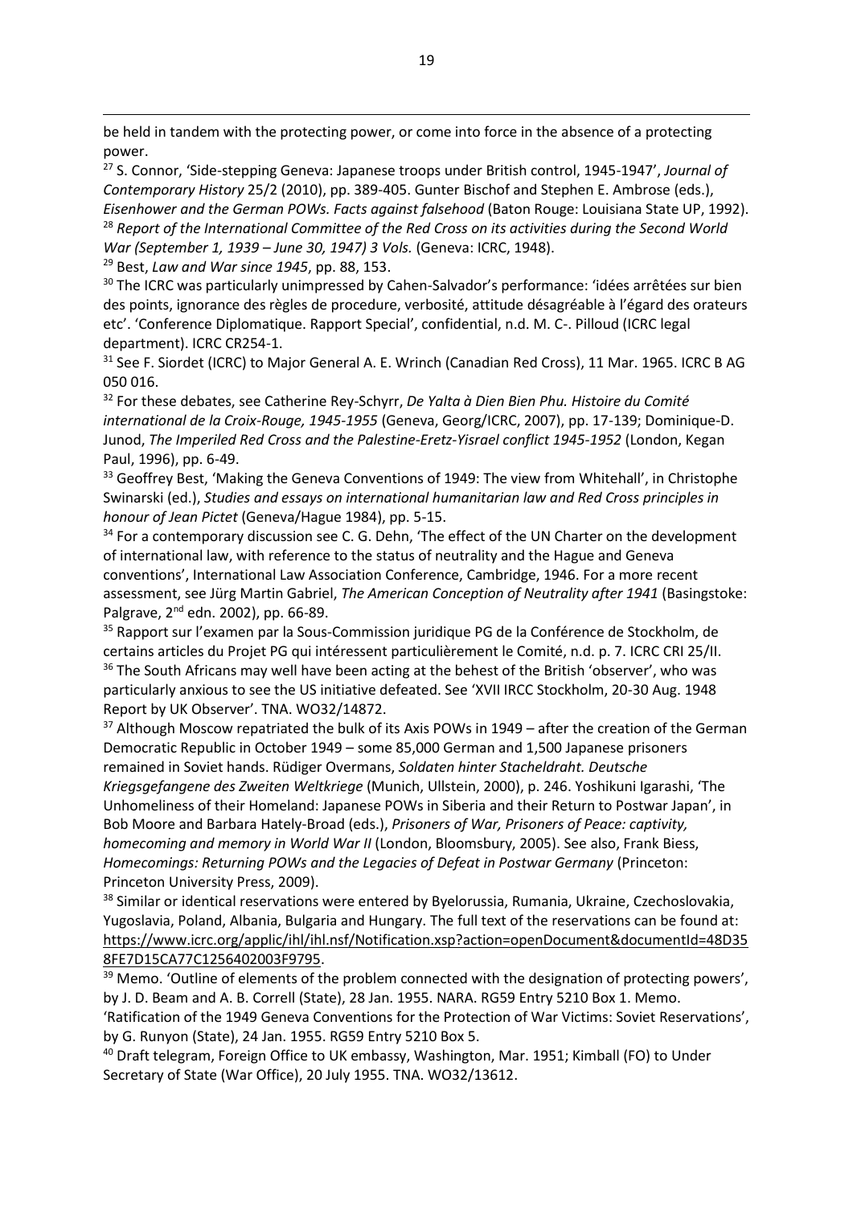be held in tandem with the protecting power, or come into force in the absence of a protecting power.

[27] S. Connor, 'Side-stepping Geneva: Japanese troops under British control, 1945-1947', *Journal of Contemporary History* 25/2 (2010), pp. 389-405. Gunter Bischof and Stephen E. Ambrose (eds.), *Eisenhower and the German POWs. Facts against falsehood* (Baton Rouge: Louisiana State UP, 1992).

[28] *Report of the International Committee of the Red Cross on its activities during the Second World War (September 1, 1939 – June 30, 1947) 3 Vols.* (Geneva: ICRC, 1948).

[29] Best, *Law and War since 1945*, pp. 88, 153.

[30] The ICRC was particularly unimpressed by Cahen-Salvador's performance: 'idées arrêtées sur bien des points, ignorance des règles de procedure, verbosité, attitude désagréable à l'égard des orateurs etc'. 'Conference Diplomatique. Rapport Special', confidential, n.d. M. C-. Pilloud (ICRC legal department). ICRC CR254-1.

[31] See F. Siordet (ICRC) to Major General A. E. Wrinch (Canadian Red Cross), 11 Mar. 1965. ICRC B AG 050 016.

[32] For these debates, see Catherine Rey-Schyrr, *De Yalta à Dien Bien Phu. Histoire du Comité international de la Croix-Rouge, 1945-1955* (Geneva, Georg/ICRC, 2007), pp. 17-139; Dominique-D. Junod, *The Imperiled Red Cross and the Palestine-Eretz-Yisrael conflict 1945-1952* (London, Kegan Paul, 1996), pp. 6-49.

[33] Geoffrey Best, 'Making the Geneva Conventions of 1949: The view from Whitehall', in Christophe Swinarski (ed.), *Studies and essays on international humanitarian law and Red Cross principles in honour of Jean Pictet* (Geneva/Hague 1984), pp. 5-15.

[34] For a contemporary discussion see C. G. Dehn, 'The effect of the UN Charter on the development of international law, with reference to the status of neutrality and the Hague and Geneva conventions', International Law Association Conference, Cambridge, 1946. For a more recent assessment, see Jürg Martin Gabriel, *The American Conception of Neutrality after 1941* (Basingstoke: Palgrave, 2nd edn. 2002), pp. 66-89.

[35] Rapport sur l'examen par la Sous-Commission juridique PG de la Conférence de Stockholm, de certains articles du Projet PG qui intéressent particulièrement le Comité, n.d. p. 7. ICRC CRI 25/II.

[36] The South Africans may well have been acting at the behest of the British 'observer', who was particularly anxious to see the US initiative defeated. See 'XVII IRCC Stockholm, 20-30 Aug. 1948 Report by UK Observer'. TNA. WO32/14872.

[37] Although Moscow repatriated the bulk of its Axis POWs in 1949 – after the creation of the German Democratic Republic in October 1949 – some 85,000 German and 1,500 Japanese prisoners remained in Soviet hands. Rüdiger Overmans, *Soldaten hinter Stacheldraht. Deutsche Kriegsgefangene des Zweiten Weltkriege* (Munich, Ullstein, 2000), p. 246. Yoshikuni Igarashi, 'The Unhomeliness of their Homeland: Japanese POWs in Siberia and their Return to Postwar Japan', in Bob Moore and Barbara Hately-Broad (eds.), *Prisoners of War, Prisoners of Peace: captivity, homecoming and memory in World War II* (London, Bloomsbury, 2005). See also, Frank Biess, *Homecomings: Returning POWs and the Legacies of Defeat in Postwar Germany* (Princeton: Princeton University Press, 2009).

[38] Similar or identical reservations were entered by Byelorussia, Rumania, Ukraine, Czechoslovakia, Yugoslavia, Poland, Albania, Bulgaria and Hungary. The full text of the reservations can be found at: https://www.icrc.org/applic/ihl/ihl.nsf/Notification.xsp?action=openDocument&documentId=48D358FE7D15CA77C1256402003F9795.

[39] Memo. 'Outline of elements of the problem connected with the designation of protecting powers', by J. D. Beam and A. B. Correll (State), 28 Jan. 1955. NARA. RG59 Entry 5210 Box 1. Memo. 'Ratification of the 1949 Geneva Conventions for the Protection of War Victims: Soviet Reservations', by G. Runyon (State), 24 Jan. 1955. RG59 Entry 5210 Box 5.

[40] Draft telegram, Foreign Office to UK embassy, Washington, Mar. 1951; Kimball (FO) to Under Secretary of State (War Office), 20 July 1955. TNA. WO32/13612.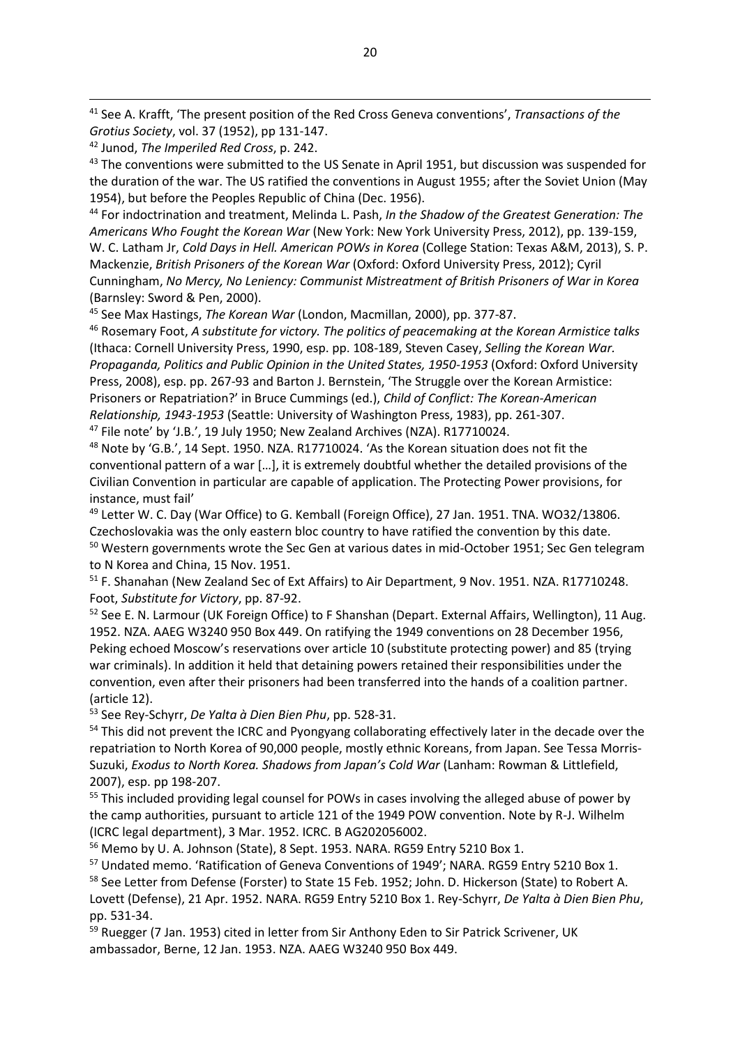[41] See A. Krafft, 'The present position of the Red Cross Geneva conventions', *Transactions of the Grotius Society*, vol. 37 (1952), pp 131-147.

[42] Junod, *The Imperiled Red Cross*, p. 242.

[43] The conventions were submitted to the US Senate in April 1951, but discussion was suspended for the duration of the war. The US ratified the conventions in August 1955; after the Soviet Union (May 1954), but before the Peoples Republic of China (Dec. 1956).

[44] For indoctrination and treatment, Melinda L. Pash, *In the Shadow of the Greatest Generation: The Americans Who Fought the Korean War* (New York: New York University Press, 2012), pp. 139-159, W. C. Latham Jr, *Cold Days in Hell. American POWs in Korea* (College Station: Texas A&M, 2013), S. P. Mackenzie, *British Prisoners of the Korean War* (Oxford: Oxford University Press, 2012); Cyril Cunningham, *No Mercy, No Leniency: Communist Mistreatment of British Prisoners of War in Korea* (Barnsley: Sword & Pen, 2000).

[45] See Max Hastings, *The Korean War* (London, Macmillan, 2000), pp. 377-87.

[46] Rosemary Foot, *A substitute for victory. The politics of peacemaking at the Korean Armistice talks* (Ithaca: Cornell University Press, 1990, esp. pp. 108-189, Steven Casey, *Selling the Korean War. Propaganda, Politics and Public Opinion in the United States, 1950-1953* (Oxford: Oxford University Press, 2008), esp. pp. 267-93 and Barton J. Bernstein, 'The Struggle over the Korean Armistice: Prisoners or Repatriation?' in Bruce Cummings (ed.), *Child of Conflict: The Korean-American Relationship, 1943-1953* (Seattle: University of Washington Press, 1983), pp. 261-307.

[47] File note' by 'J.B.', 19 July 1950; New Zealand Archives (NZA). R17710024.

[48] Note by 'G.B.', 14 Sept. 1950. NZA. R17710024. 'As the Korean situation does not fit the conventional pattern of a war […], it is extremely doubtful whether the detailed provisions of the Civilian Convention in particular are capable of application. The Protecting Power provisions, for instance, must fail'

[49] Letter W. C. Day (War Office) to G. Kemball (Foreign Office), 27 Jan. 1951. TNA. WO32/13806. Czechoslovakia was the only eastern bloc country to have ratified the convention by this date.

[50] Western governments wrote the Sec Gen at various dates in mid-October 1951; Sec Gen telegram to N Korea and China, 15 Nov. 1951.

[51] F. Shanahan (New Zealand Sec of Ext Affairs) to Air Department, 9 Nov. 1951. NZA. R17710248. Foot, *Substitute for Victory*, pp. 87-92.

[52] See E. N. Larmour (UK Foreign Office) to F Shanshan (Depart. External Affairs, Wellington), 11 Aug. 1952. NZA. AAEG W3240 950 Box 449. On ratifying the 1949 conventions on 28 December 1956, Peking echoed Moscow's reservations over article 10 (substitute protecting power) and 85 (trying war criminals). In addition it held that detaining powers retained their responsibilities under the convention, even after their prisoners had been transferred into the hands of a coalition partner. (article 12).

[53] See Rey-Schyrr, *De Yalta à Dien Bien Phu*, pp. 528-31.

[54] This did not prevent the ICRC and Pyongyang collaborating effectively later in the decade over the repatriation to North Korea of 90,000 people, mostly ethnic Koreans, from Japan. See Tessa Morris-Suzuki, *Exodus to North Korea. Shadows from Japan's Cold War* (Lanham: Rowman & Littlefield, 2007), esp. pp 198-207.

[55] This included providing legal counsel for POWs in cases involving the alleged abuse of power by the camp authorities, pursuant to article 121 of the 1949 POW convention. Note by R-J. Wilhelm (ICRC legal department), 3 Mar. 1952. ICRC. B AG202056002.

[56] Memo by U. A. Johnson (State), 8 Sept. 1953. NARA. RG59 Entry 5210 Box 1.

[57] Undated memo. 'Ratification of Geneva Conventions of 1949'; NARA. RG59 Entry 5210 Box 1.

[58] See Letter from Defense (Forster) to State 15 Feb. 1952; John. D. Hickerson (State) to Robert A. Lovett (Defense), 21 Apr. 1952. NARA. RG59 Entry 5210 Box 1. Rey-Schyrr, *De Yalta à Dien Bien Phu*, pp. 531-34.

[59] Ruegger (7 Jan. 1953) cited in letter from Sir Anthony Eden to Sir Patrick Scrivener, UK ambassador, Berne, 12 Jan. 1953. NZA. AAEG W3240 950 Box 449.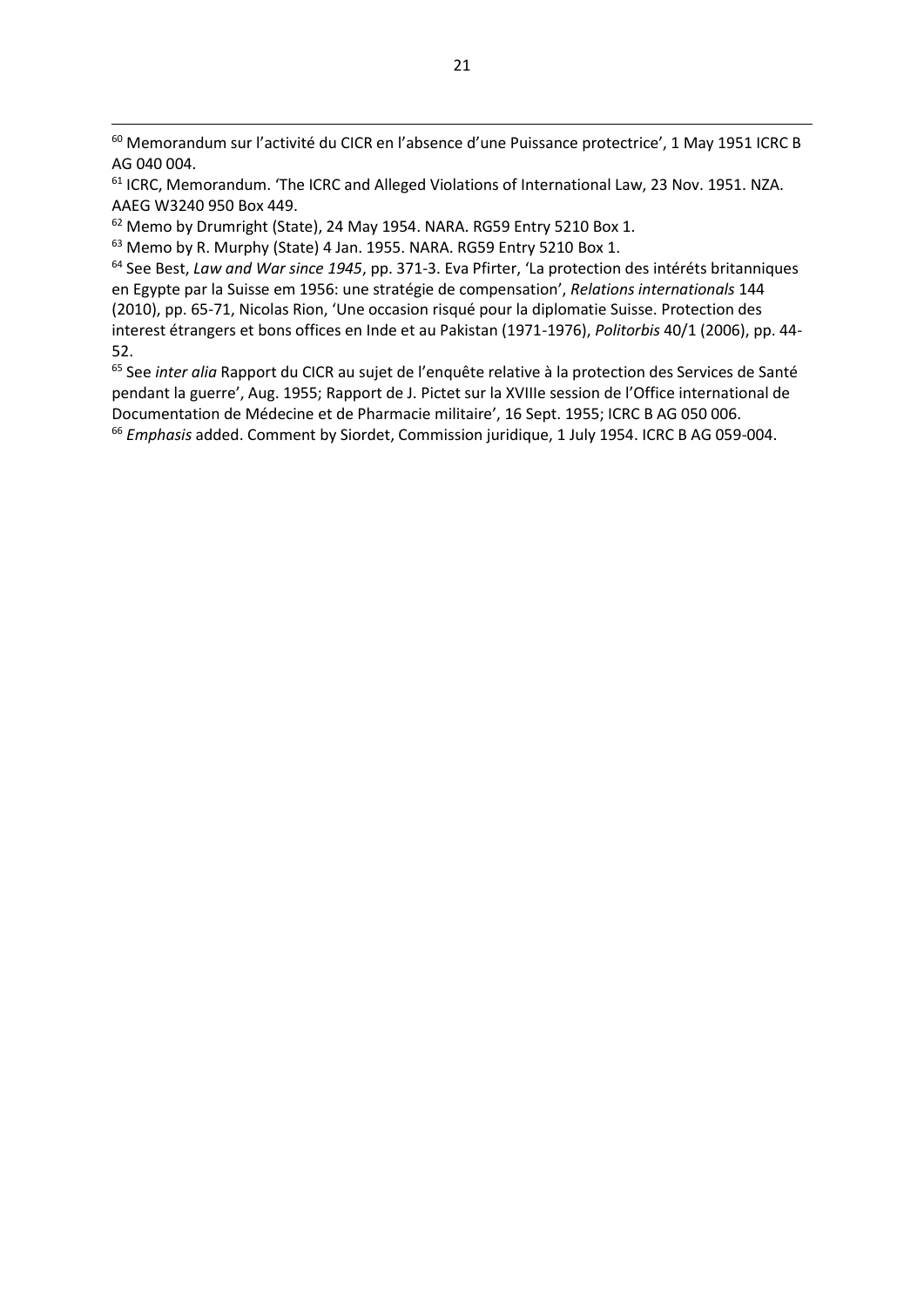[60] Memorandum sur l'activité du CICR en l'absence d'une Puissance protectrice', 1 May 1951 ICRC B AG 040 004.

[61] ICRC, Memorandum. 'The ICRC and Alleged Violations of International Law, 23 Nov. 1951. NZA. AAEG W3240 950 Box 449.

[62] Memo by Drumright (State), 24 May 1954. NARA. RG59 Entry 5210 Box 1.

[63] Memo by R. Murphy (State) 4 Jan. 1955. NARA. RG59 Entry 5210 Box 1.

[64] See Best, *Law and War since 1945*, pp. 371-3. Eva Pfirter, 'La protection des intéréts britanniques en Egypte par la Suisse em 1956: une stratégie de compensation', *Relations internationals* 144 (2010), pp. 65-71, Nicolas Rion, 'Une occasion risqué pour la diplomatie Suisse. Protection des interest étrangers et bons offices en Inde et au Pakistan (1971-1976), *Politorbis* 40/1 (2006), pp. 44-52.

[65] See *inter alia* Rapport du CICR au sujet de l'enquête relative à la protection des Services de Santé pendant la guerre', Aug. 1955; Rapport de J. Pictet sur la XVIIIe session de l'Office international de Documentation de Médecine et de Pharmacie militaire', 16 Sept. 1955; ICRC B AG 050 006.

[66] *Emphasis* added. Comment by Siordet, Commission juridique, 1 July 1954. ICRC B AG 059-004.